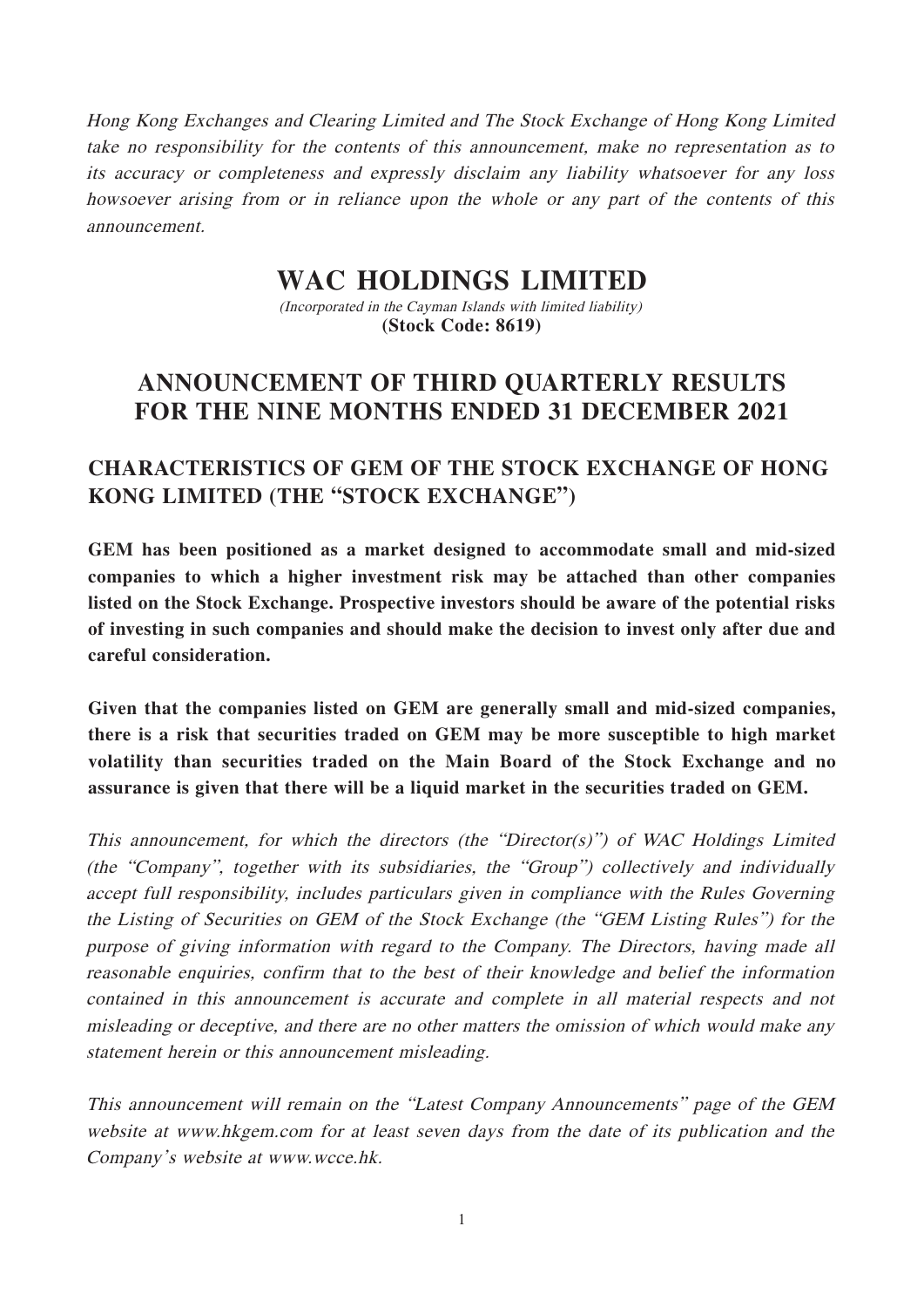*Hong Kong Exchanges and Clearing Limited and The Stock Exchange of Hong Kong Limited take no responsibility for the contents of this announcement, make no representation as to its accuracy or completeness and expressly disclaim any liability whatsoever for any loss howsoever arising from or in reliance upon the whole or any part of the contents of this announcement.*

# WAC HOLDINGS LIMITED

*(Incorporated in the Cayman Islands with limited liability)*

**(Stock Code: 8619)**

# ANNOUNCEMENT OF THIRD QUARTERLY RESULTS FOR THE NINE MONTHS ENDED 31 DECEMBER 2021

## CHARACTERISTICS OF GEM OF THE STOCK EXCHANGE OF HONG KONG LIMITED (THE "STOCK EXCHANGE")

**GEM has been positioned as a market designed to accommodate small and mid-sized companies to which a higher investment risk may be attached than other companies listed on the Stock Exchange. Prospective investors should be aware of the potential risks of investing in such companies and should make the decision to invest only after due and careful consideration.**

**Given that the companies listed on GEM are generally small and mid-sized companies, there is a risk that securities traded on GEM may be more susceptible to high market volatility than securities traded on the Main Board of the Stock Exchange and no assurance is given that there will be a liquid market in the securities traded on GEM.**

*This announcement, for which the directors (the "Director(s)") of WAC Holdings Limited (the "Company", together with its subsidiaries, the "Group") collectively and individually accept full responsibility, includes particulars given in compliance with the Rules Governing the Listing of Securities on GEM of the Stock Exchange (the "GEM Listing Rules") for the purpose of giving information with regard to the Company. The Directors, having made all reasonable enquiries, confirm that to the best of their knowledge and belief the information contained in this announcement is accurate and complete in all material respects and not misleading or deceptive, and there are no other matters the omission of which would make any statement herein or this announcement misleading.*

*This announcement will remain on the "Latest Company Announcements" page of the GEM website at www.hkgem.com for at least seven days from the date of its publication and the Company's website at www.wcce.hk.*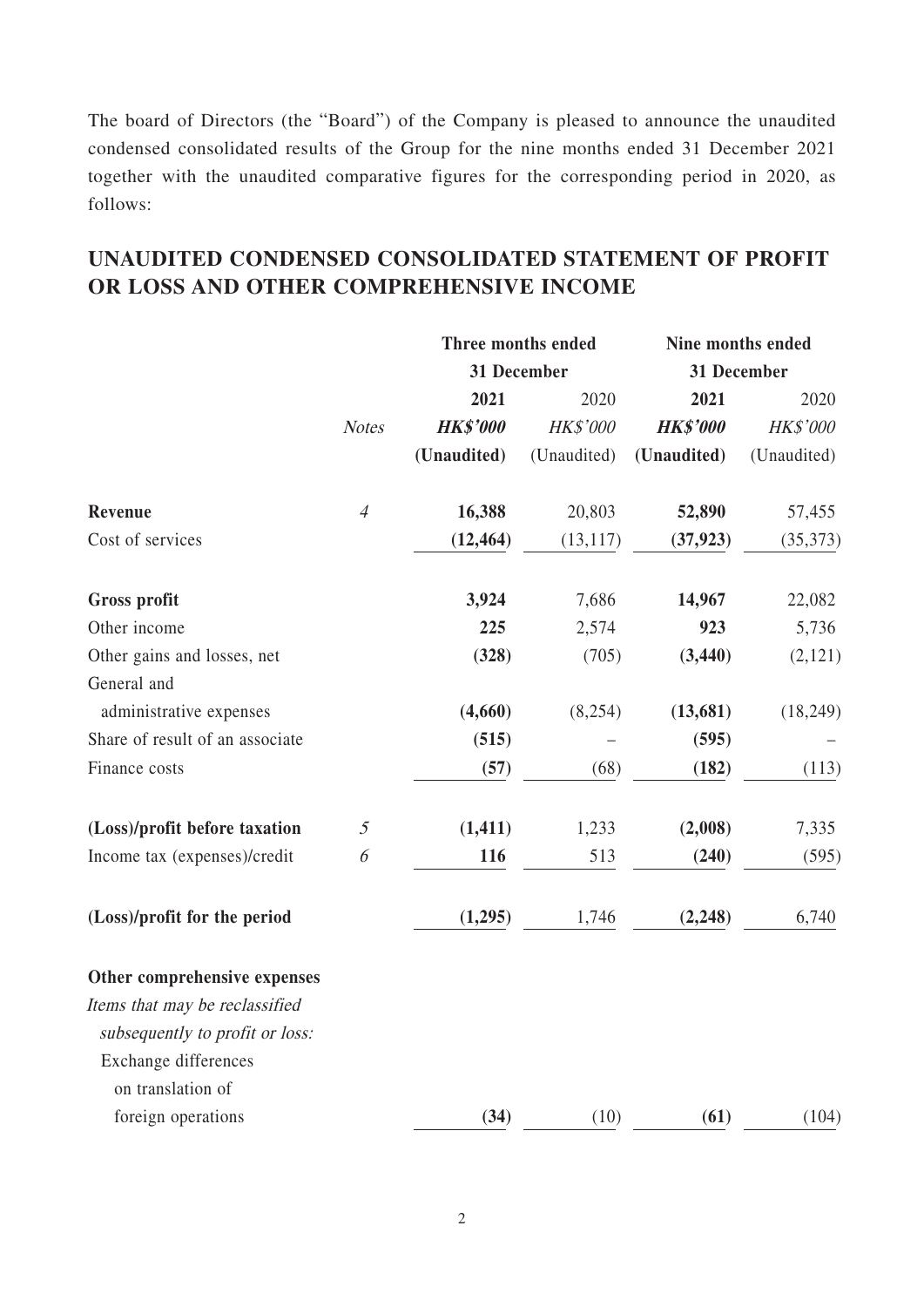The board of Directors (the "Board") of the Company is pleased to announce the unaudited condensed consolidated results of the Group for the nine months ended 31 December 2021 together with the unaudited comparative figures for the corresponding period in 2020, as follows:

## UNAUDITED CONDENSED CONSOLIDATED STATEMENT OF PROFIT OR LOSS AND OTHER COMPREHENSIVE INCOME

| | | Three months ended 31 December | | Nine months ended 31 December | |
|---|---|---|---|---|---|
| | | **2021** | 2020 | **2021** | 2020 |
| | *Notes* | ***HK$'000*** | *HK$'000* | ***HK$'000*** | *HK$'000* |
| | | **(Unaudited)** | (Unaudited) | **(Unaudited)** | (Unaudited) |
| **Revenue** | *4* | **16,388** | 20,803 | **52,890** | 57,455 |
| Cost of services | | **(12,464)** | (13,117) | **(37,923)** | (35,373) |
| **Gross profit** | | **3,924** | 7,686 | **14,967** | 22,082 |
| Other income | | **225** | 2,574 | **923** | 5,736 |
| Other gains and losses, net | | **(328)** | (705) | **(3,440)** | (2,121) |
| General and administrative expenses | | **(4,660)** | (8,254) | **(13,681)** | (18,249) |
| Share of result of an associate | | **(515)** | – | **(595)** | – |
| Finance costs | | **(57)** | (68) | **(182)** | (113) |
| **(Loss)/profit before taxation** | *5* | **(1,411)** | 1,233 | **(2,008)** | 7,335 |
| Income tax (expenses)/credit | *6* | **116** | 513 | **(240)** | (595) |
| **(Loss)/profit for the period** | | **(1,295)** | 1,746 | **(2,248)** | 6,740 |
| **Other comprehensive expenses** | | | | | |
| *Items that may be reclassified subsequently to profit or loss:* | | | | | |
| Exchange differences on translation of foreign operations | | **(34)** | (10) | **(61)** | (104) |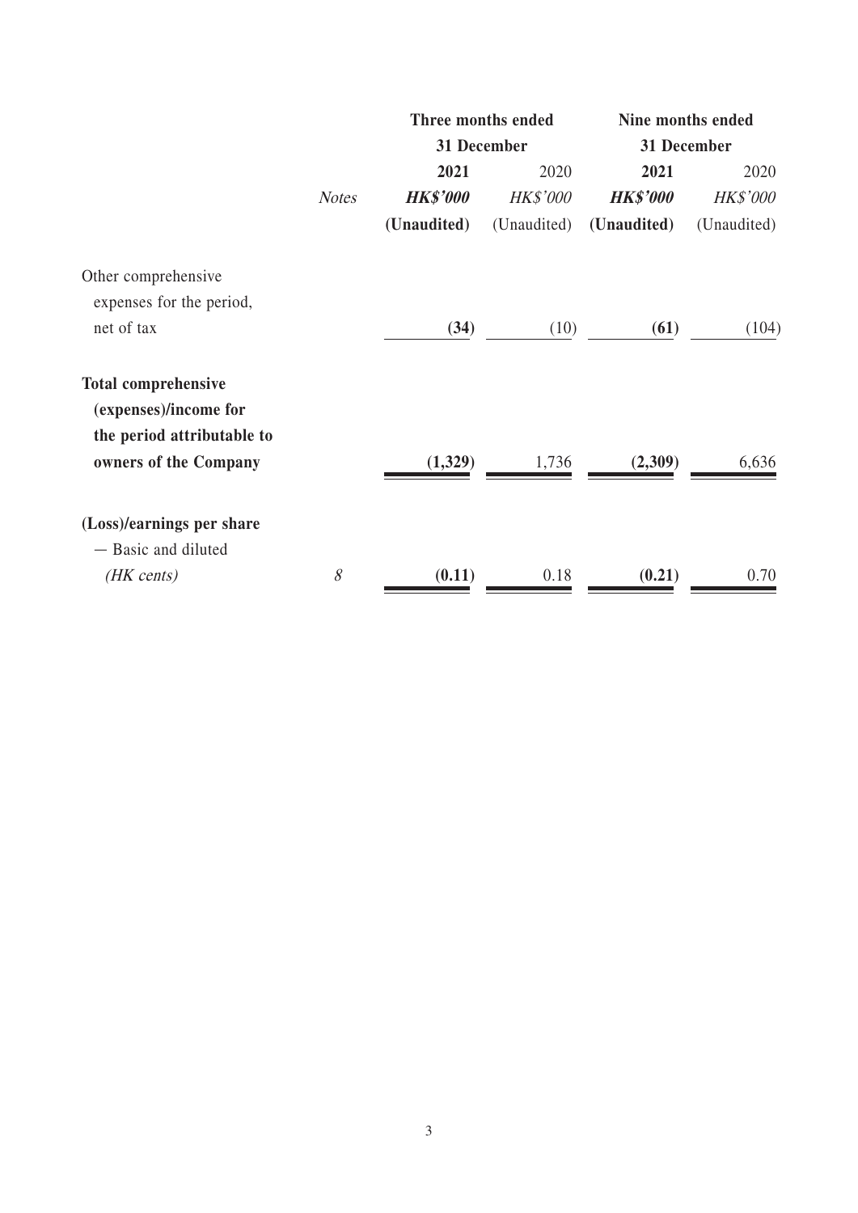| | Notes | Three months ended 31 December | | Nine months ended 31 December | |
|---|---|---|---|---|---|
| | | **2021** | 2020 | **2021** | 2020 |
| | | ***HK$'000*** | *HK$'000* | ***HK$'000*** | *HK$'000* |
| | | **(Unaudited)** | (Unaudited) | **(Unaudited)** | (Unaudited) |
| Other comprehensive expenses for the period, net of tax | | **(34)** | (10) | **(61)** | (104) |
| **Total comprehensive (expenses)/income for the period attributable to owners of the Company** | | **(1,329)** | 1,736 | **(2,309)** | 6,636 |
| **(Loss)/earnings per share** — Basic and diluted *(HK cents)* | *8* | **(0.11)** | 0.18 | **(0.21)** | 0.70 |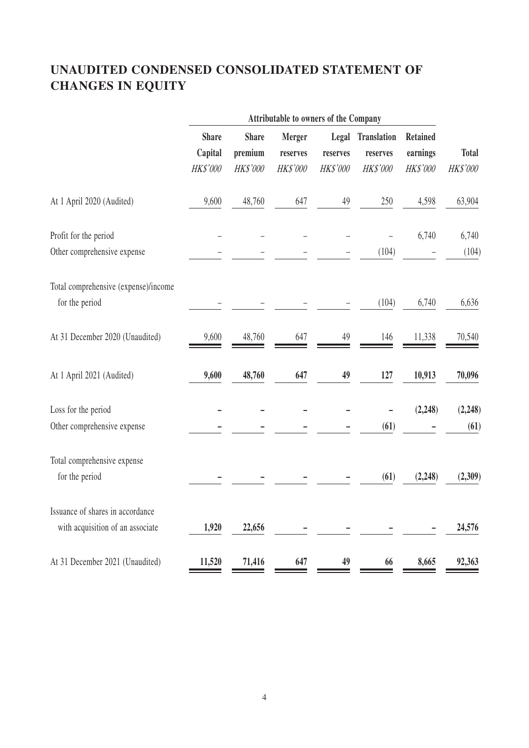# UNAUDITED CONDENSED CONSOLIDATED STATEMENT OF CHANGES IN EQUITY

| | Attributable to owners of the Company | | | | | | |
|---|---|---|---|---|---|---|---|
| | Share Capital | Share premium | Merger reserves | Legal reserves | Translation reserves | Retained earnings | Total |
| | *HK$'000* | *HK$'000* | *HK$'000* | *HK$'000* | *HK$'000* | *HK$'000* | *HK$'000* |
| At 1 April 2020 (Audited) | 9,600 | 48,760 | 647 | 49 | 250 | 4,598 | 63,904 |
| Profit for the period | – | – | – | – | – | 6,740 | 6,740 |
| Other comprehensive expense | – | – | – | – | (104) | – | (104) |
| Total comprehensive (expense)/income for the period | – | – | – | – | (104) | 6,740 | 6,636 |
| At 31 December 2020 (Unaudited) | 9,600 | 48,760 | 647 | 49 | 146 | 11,338 | 70,540 |
| **At 1 April 2021 (Audited)** | **9,600** | **48,760** | **647** | **49** | **127** | **10,913** | **70,096** |
| Loss for the period | **–** | **–** | **–** | **–** | **–** | **(2,248)** | **(2,248)** |
| Other comprehensive expense | **–** | **–** | **–** | **–** | **(61)** | **–** | **(61)** |
| Total comprehensive expense for the period | **–** | **–** | **–** | **–** | **(61)** | **(2,248)** | **(2,309)** |
| Issuance of shares in accordance with acquisition of an associate | **1,920** | **22,656** | **–** | **–** | **–** | **–** | **24,576** |
| At 31 December 2021 (Unaudited) | **11,520** | **71,416** | **647** | **49** | **66** | **8,665** | **92,363** |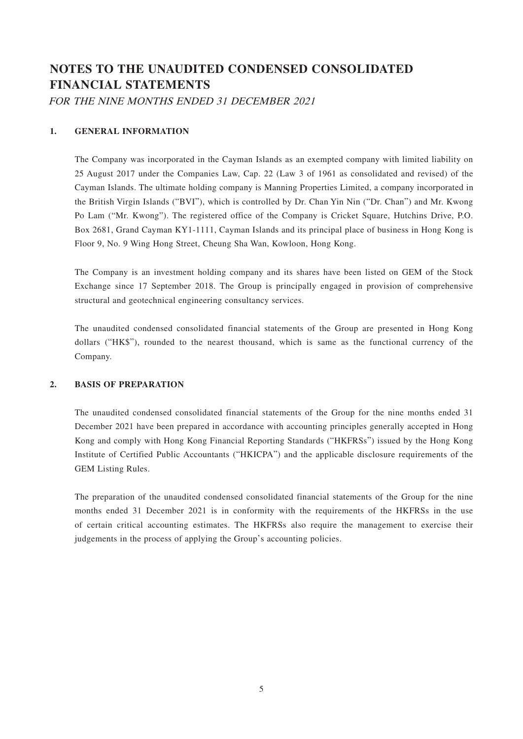# NOTES TO THE UNAUDITED CONDENSED CONSOLIDATED FINANCIAL STATEMENTS

*FOR THE NINE MONTHS ENDED 31 DECEMBER 2021*

## 1. GENERAL INFORMATION

The Company was incorporated in the Cayman Islands as an exempted company with limited liability on 25 August 2017 under the Companies Law, Cap. 22 (Law 3 of 1961 as consolidated and revised) of the Cayman Islands. The ultimate holding company is Manning Properties Limited, a company incorporated in the British Virgin Islands ("BVI"), which is controlled by Dr. Chan Yin Nin ("Dr. Chan") and Mr. Kwong Po Lam ("Mr. Kwong"). The registered office of the Company is Cricket Square, Hutchins Drive, P.O. Box 2681, Grand Cayman KY1-1111, Cayman Islands and its principal place of business in Hong Kong is Floor 9, No. 9 Wing Hong Street, Cheung Sha Wan, Kowloon, Hong Kong.

The Company is an investment holding company and its shares have been listed on GEM of the Stock Exchange since 17 September 2018. The Group is principally engaged in provision of comprehensive structural and geotechnical engineering consultancy services.

The unaudited condensed consolidated financial statements of the Group are presented in Hong Kong dollars ("HK$"), rounded to the nearest thousand, which is same as the functional currency of the Company.

## 2. BASIS OF PREPARATION

The unaudited condensed consolidated financial statements of the Group for the nine months ended 31 December 2021 have been prepared in accordance with accounting principles generally accepted in Hong Kong and comply with Hong Kong Financial Reporting Standards ("HKFRSs") issued by the Hong Kong Institute of Certified Public Accountants ("HKICPA") and the applicable disclosure requirements of the GEM Listing Rules.

The preparation of the unaudited condensed consolidated financial statements of the Group for the nine months ended 31 December 2021 is in conformity with the requirements of the HKFRSs in the use of certain critical accounting estimates. The HKFRSs also require the management to exercise their judgements in the process of applying the Group's accounting policies.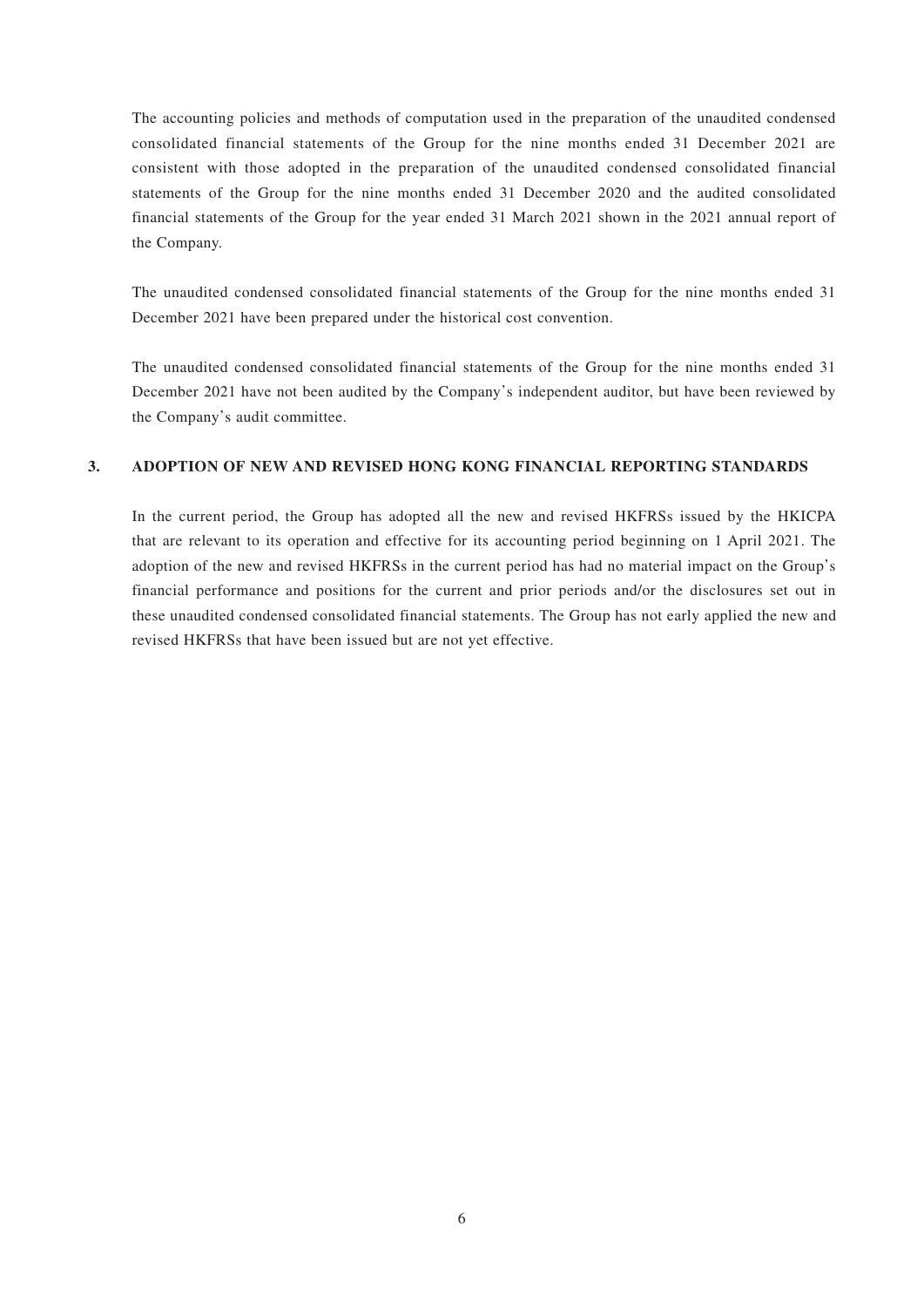The accounting policies and methods of computation used in the preparation of the unaudited condensed consolidated financial statements of the Group for the nine months ended 31 December 2021 are consistent with those adopted in the preparation of the unaudited condensed consolidated financial statements of the Group for the nine months ended 31 December 2020 and the audited consolidated financial statements of the Group for the year ended 31 March 2021 shown in the 2021 annual report of the Company.

The unaudited condensed consolidated financial statements of the Group for the nine months ended 31 December 2021 have been prepared under the historical cost convention.

The unaudited condensed consolidated financial statements of the Group for the nine months ended 31 December 2021 have not been audited by the Company's independent auditor, but have been reviewed by the Company's audit committee.

## 3. ADOPTION OF NEW AND REVISED HONG KONG FINANCIAL REPORTING STANDARDS

In the current period, the Group has adopted all the new and revised HKFRSs issued by the HKICPA that are relevant to its operation and effective for its accounting period beginning on 1 April 2021. The adoption of the new and revised HKFRSs in the current period has had no material impact on the Group's financial performance and positions for the current and prior periods and/or the disclosures set out in these unaudited condensed consolidated financial statements. The Group has not early applied the new and revised HKFRSs that have been issued but are not yet effective.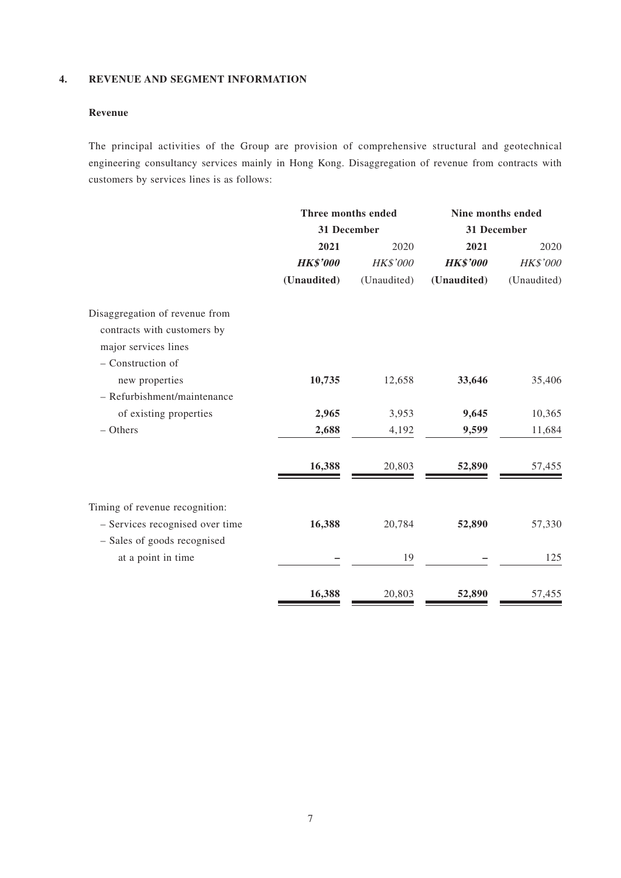## 4. REVENUE AND SEGMENT INFORMATION

### Revenue

The principal activities of the Group are provision of comprehensive structural and geotechnical engineering consultancy services mainly in Hong Kong. Disaggregation of revenue from contracts with customers by services lines is as follows:

| | Three months ended 31 December | | Nine months ended 31 December | |
|---|---|---|---|---|
| | **2021** | 2020 | **2021** | 2020 |
| | ***HK$'000*** | *HK$'000* | ***HK$'000*** | *HK$'000* |
| | **(Unaudited)** | (Unaudited) | **(Unaudited)** | (Unaudited) |
| Disaggregation of revenue from contracts with customers by major services lines | | | | |
| – Construction of new properties | **10,735** | 12,658 | **33,646** | 35,406 |
| – Refurbishment/maintenance of existing properties | **2,965** | 3,953 | **9,645** | 10,365 |
| – Others | **2,688** | 4,192 | **9,599** | 11,684 |
| | **16,388** | 20,803 | **52,890** | 57,455 |
| Timing of revenue recognition: | | | | |
| – Services recognised over time | **16,388** | 20,784 | **52,890** | 57,330 |
| – Sales of goods recognised at a point in time | **–** | 19 | **–** | 125 |
| | **16,388** | 20,803 | **52,890** | 57,455 |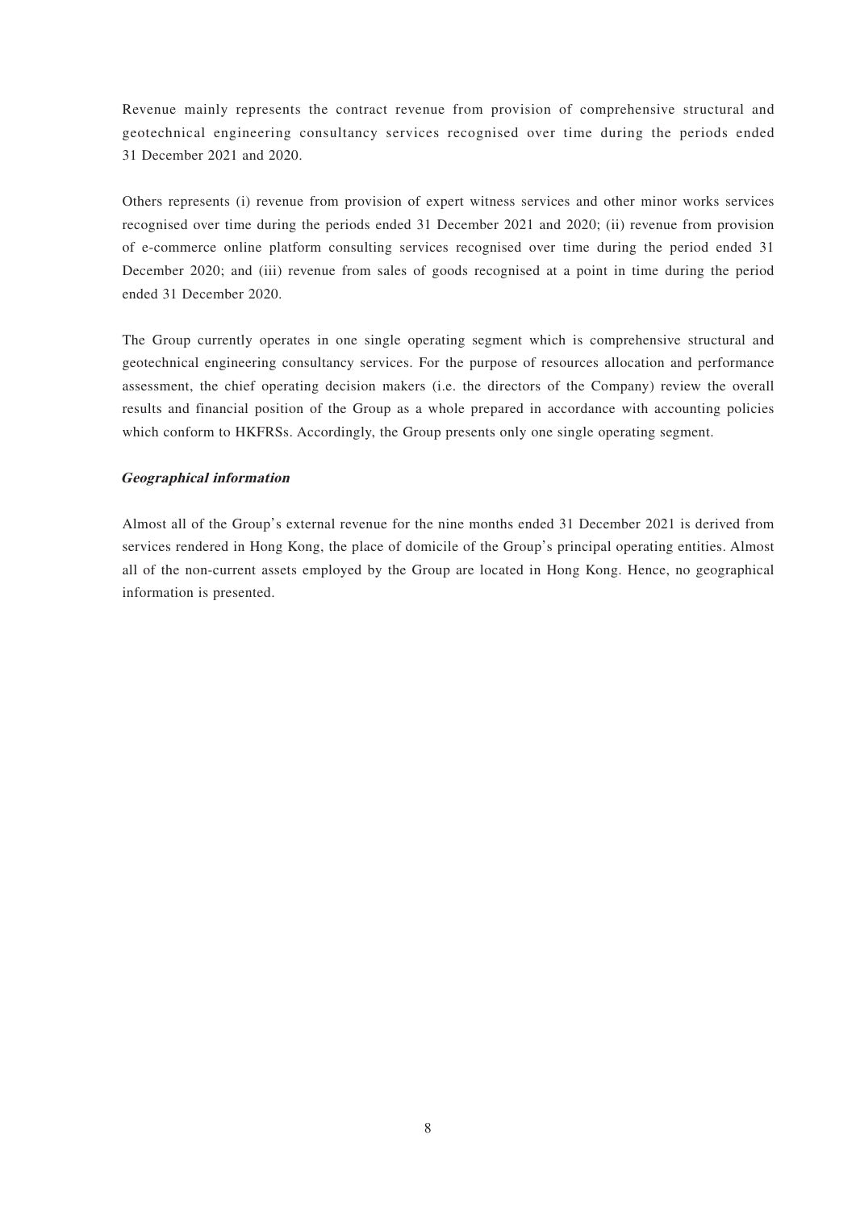Revenue mainly represents the contract revenue from provision of comprehensive structural and geotechnical engineering consultancy services recognised over time during the periods ended 31 December 2021 and 2020.

Others represents (i) revenue from provision of expert witness services and other minor works services recognised over time during the periods ended 31 December 2021 and 2020; (ii) revenue from provision of e-commerce online platform consulting services recognised over time during the period ended 31 December 2020; and (iii) revenue from sales of goods recognised at a point in time during the period ended 31 December 2020.

The Group currently operates in one single operating segment which is comprehensive structural and geotechnical engineering consultancy services. For the purpose of resources allocation and performance assessment, the chief operating decision makers (i.e. the directors of the Company) review the overall results and financial position of the Group as a whole prepared in accordance with accounting policies which conform to HKFRSs. Accordingly, the Group presents only one single operating segment.

***Geographical information***

Almost all of the Group's external revenue for the nine months ended 31 December 2021 is derived from services rendered in Hong Kong, the place of domicile of the Group's principal operating entities. Almost all of the non-current assets employed by the Group are located in Hong Kong. Hence, no geographical information is presented.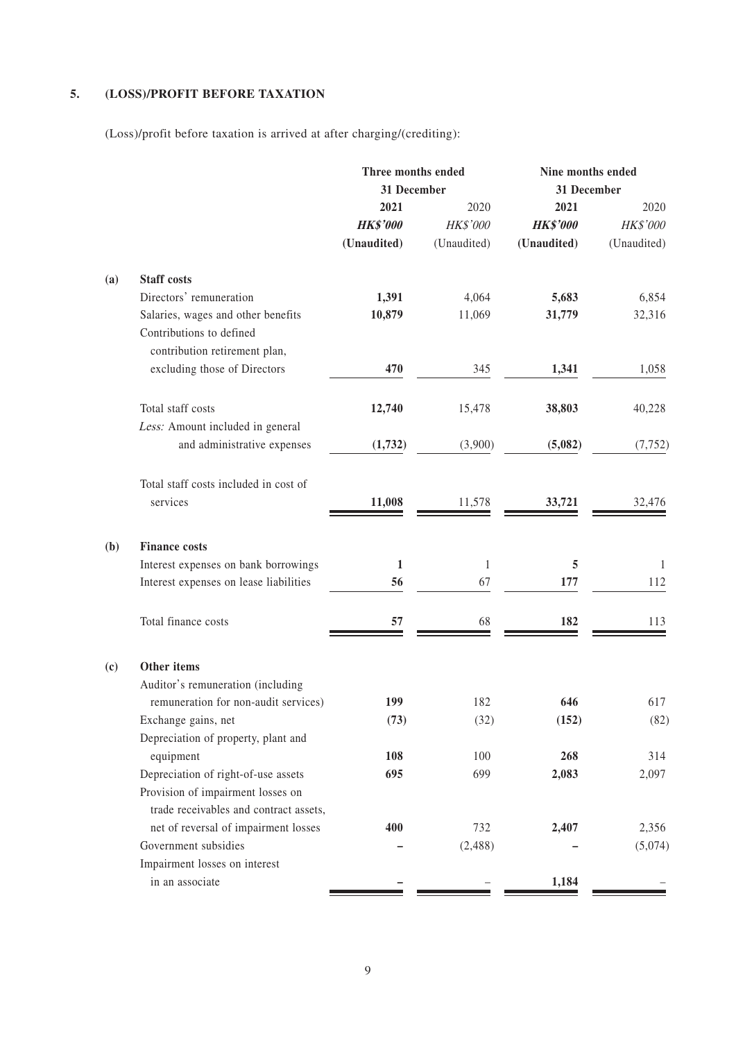## 5. (LOSS)/PROFIT BEFORE TAXATION

(Loss)/profit before taxation is arrived at after charging/(crediting):

| | | Three months ended 31 December | | Nine months ended 31 December | |
|---|---|---|---|---|---|
| | | **2021** | 2020 | **2021** | 2020 |
| | | ***HK$'000*** | *HK$'000* | ***HK$'000*** | *HK$'000* |
| | | **(Unaudited)** | (Unaudited) | **(Unaudited)** | (Unaudited) |
| **(a)** | **Staff costs** | | | | |
| | Directors' remuneration | **1,391** | 4,064 | **5,683** | 6,854 |
| | Salaries, wages and other benefits | **10,879** | 11,069 | **31,779** | 32,316 |
| | Contributions to defined contribution retirement plan, excluding those of Directors | **470** | 345 | **1,341** | 1,058 |
| | Total staff costs | **12,740** | 15,478 | **38,803** | 40,228 |
| | *Less:* Amount included in general and administrative expenses | **(1,732)** | (3,900) | **(5,082)** | (7,752) |
| | Total staff costs included in cost of services | **11,008** | 11,578 | **33,721** | 32,476 |
| **(b)** | **Finance costs** | | | | |
| | Interest expenses on bank borrowings | **1** | 1 | **5** | 1 |
| | Interest expenses on lease liabilities | **56** | 67 | **177** | 112 |
| | Total finance costs | **57** | 68 | **182** | 113 |
| **(c)** | **Other items** | | | | |
| | Auditor's remuneration (including remuneration for non-audit services) | **199** | 182 | **646** | 617 |
| | Exchange gains, net | **(73)** | (32) | **(152)** | (82) |
| | Depreciation of property, plant and equipment | **108** | 100 | **268** | 314 |
| | Depreciation of right-of-use assets | **695** | 699 | **2,083** | 2,097 |
| | Provision of impairment losses on trade receivables and contract assets, net of reversal of impairment losses | **400** | 732 | **2,407** | 2,356 |
| | Government subsidies | **–** | (2,488) | **–** | (5,074) |
| | Impairment losses on interest in an associate | **–** | – | **1,184** | – |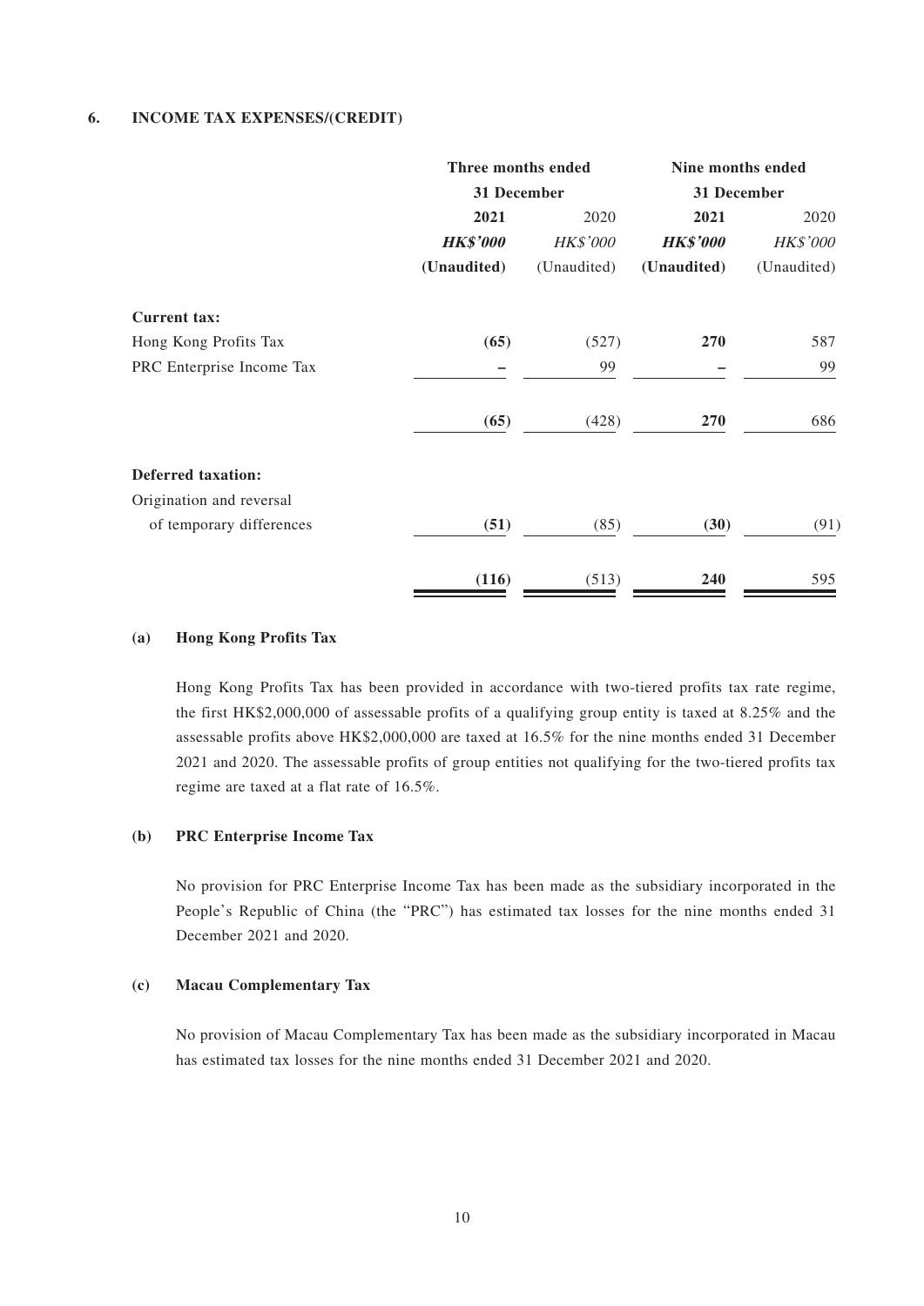## 6. INCOME TAX EXPENSES/(CREDIT)

| | Three months ended 31 December | | Nine months ended 31 December | |
|---|---|---|---|---|
| | **2021** | 2020 | **2021** | 2020 |
| | ***HK$'000*** | *HK$'000* | ***HK$'000*** | *HK$'000* |
| | **(Unaudited)** | (Unaudited) | **(Unaudited)** | (Unaudited) |
| **Current tax:** | | | | |
| Hong Kong Profits Tax | **(65)** | (527) | **270** | 587 |
| PRC Enterprise Income Tax | **–** | 99 | **–** | 99 |
| | **(65)** | (428) | **270** | 686 |
| **Deferred taxation:** | | | | |
| Origination and reversal of temporary differences | **(51)** | (85) | **(30)** | (91) |
| | **(116)** | (513) | **240** | 595 |

### (a) Hong Kong Profits Tax

Hong Kong Profits Tax has been provided in accordance with two-tiered profits tax rate regime, the first HK$2,000,000 of assessable profits of a qualifying group entity is taxed at 8.25% and the assessable profits above HK$2,000,000 are taxed at 16.5% for the nine months ended 31 December 2021 and 2020. The assessable profits of group entities not qualifying for the two-tiered profits tax regime are taxed at a flat rate of 16.5%.

### (b) PRC Enterprise Income Tax

No provision for PRC Enterprise Income Tax has been made as the subsidiary incorporated in the People's Republic of China (the "PRC") has estimated tax losses for the nine months ended 31 December 2021 and 2020.

### (c) Macau Complementary Tax

No provision of Macau Complementary Tax has been made as the subsidiary incorporated in Macau has estimated tax losses for the nine months ended 31 December 2021 and 2020.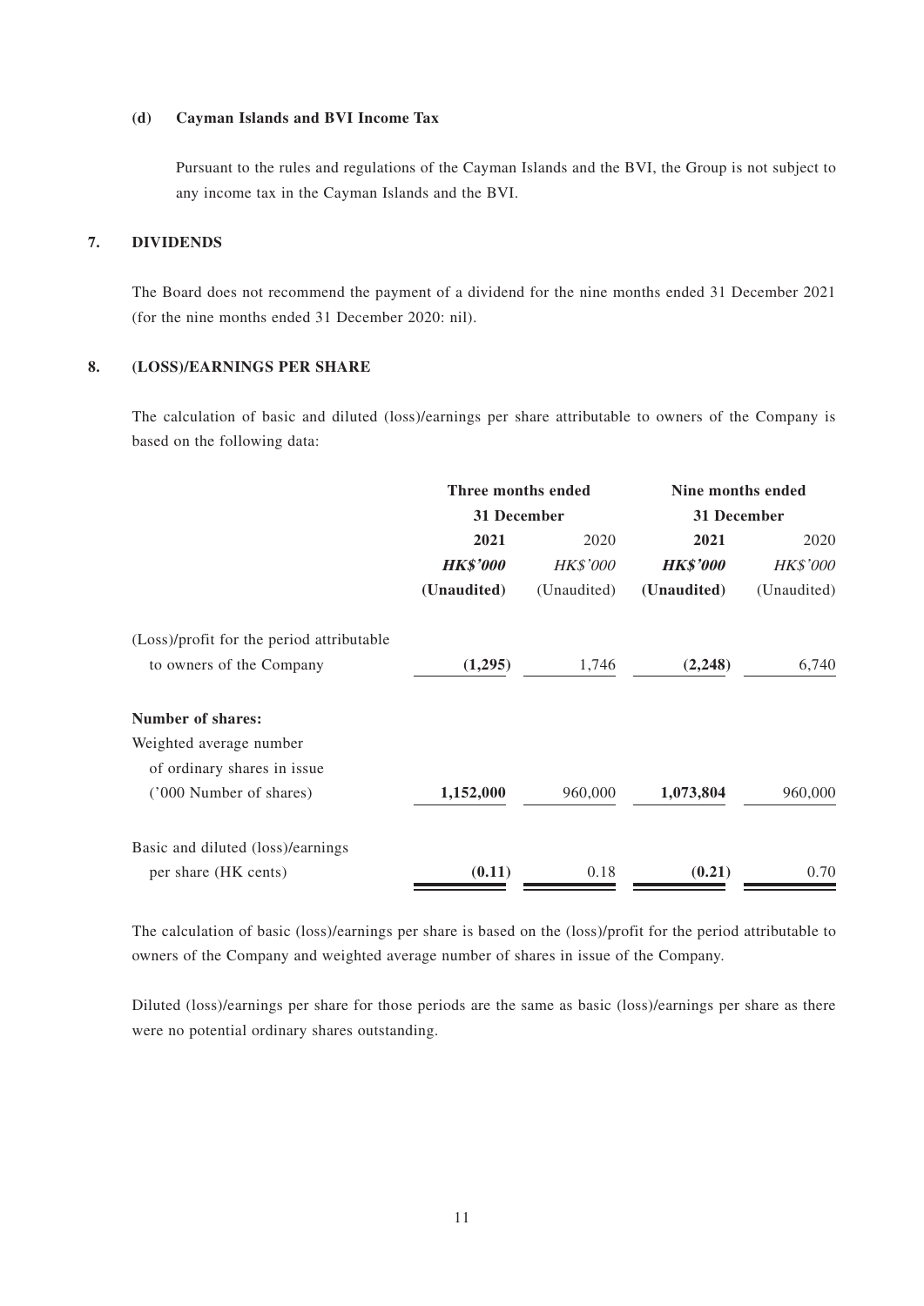**(d) Cayman Islands and BVI Income Tax**

Pursuant to the rules and regulations of the Cayman Islands and the BVI, the Group is not subject to any income tax in the Cayman Islands and the BVI.

## 7. DIVIDENDS

The Board does not recommend the payment of a dividend for the nine months ended 31 December 2021 (for the nine months ended 31 December 2020: nil).

## 8. (LOSS)/EARNINGS PER SHARE

The calculation of basic and diluted (loss)/earnings per share attributable to owners of the Company is based on the following data:

| | Three months ended 31 December | | Nine months ended 31 December | |
|---|---|---|---|---|
| | **2021** | 2020 | **2021** | 2020 |
| | ***HK$'000*** | *HK$'000* | ***HK$'000*** | *HK$'000* |
| | **(Unaudited)** | (Unaudited) | **(Unaudited)** | (Unaudited) |
| (Loss)/profit for the period attributable to owners of the Company | **(1,295)** | 1,746 | **(2,248)** | 6,740 |
| **Number of shares:** | | | | |
| Weighted average number of ordinary shares in issue ('000 Number of shares) | **1,152,000** | 960,000 | **1,073,804** | 960,000 |
| Basic and diluted (loss)/earnings per share (HK cents) | **(0.11)** | 0.18 | **(0.21)** | 0.70 |

The calculation of basic (loss)/earnings per share is based on the (loss)/profit for the period attributable to owners of the Company and weighted average number of shares in issue of the Company.

Diluted (loss)/earnings per share for those periods are the same as basic (loss)/earnings per share as there were no potential ordinary shares outstanding.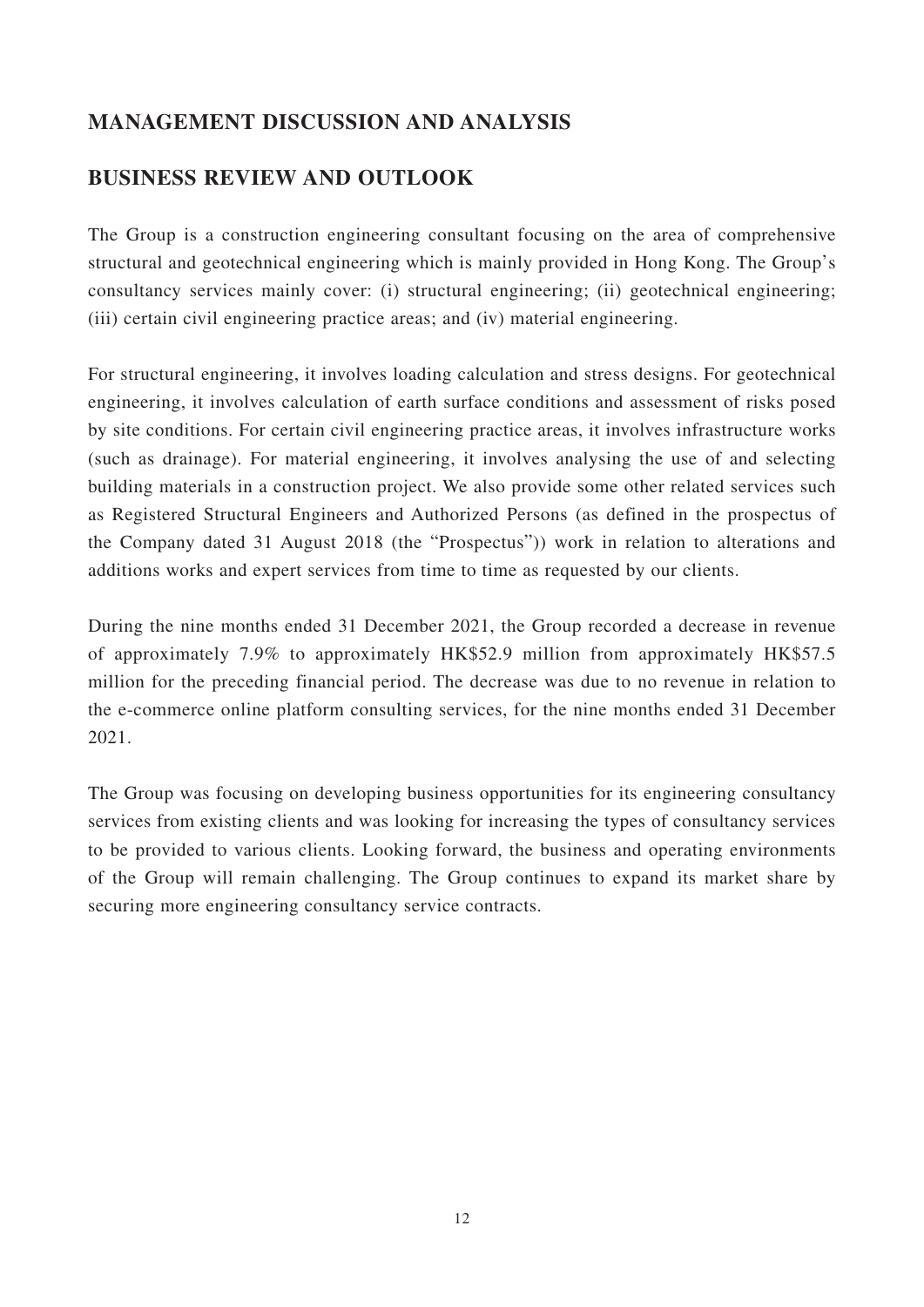## MANAGEMENT DISCUSSION AND ANALYSIS

## BUSINESS REVIEW AND OUTLOOK

The Group is a construction engineering consultant focusing on the area of comprehensive structural and geotechnical engineering which is mainly provided in Hong Kong. The Group's consultancy services mainly cover: (i) structural engineering; (ii) geotechnical engineering; (iii) certain civil engineering practice areas; and (iv) material engineering.

For structural engineering, it involves loading calculation and stress designs. For geotechnical engineering, it involves calculation of earth surface conditions and assessment of risks posed by site conditions. For certain civil engineering practice areas, it involves infrastructure works (such as drainage). For material engineering, it involves analysing the use of and selecting building materials in a construction project. We also provide some other related services such as Registered Structural Engineers and Authorized Persons (as defined in the prospectus of the Company dated 31 August 2018 (the "Prospectus")) work in relation to alterations and additions works and expert services from time to time as requested by our clients.

During the nine months ended 31 December 2021, the Group recorded a decrease in revenue of approximately 7.9% to approximately HK$52.9 million from approximately HK$57.5 million for the preceding financial period. The decrease was due to no revenue in relation to the e-commerce online platform consulting services, for the nine months ended 31 December 2021.

The Group was focusing on developing business opportunities for its engineering consultancy services from existing clients and was looking for increasing the types of consultancy services to be provided to various clients. Looking forward, the business and operating environments of the Group will remain challenging. The Group continues to expand its market share by securing more engineering consultancy service contracts.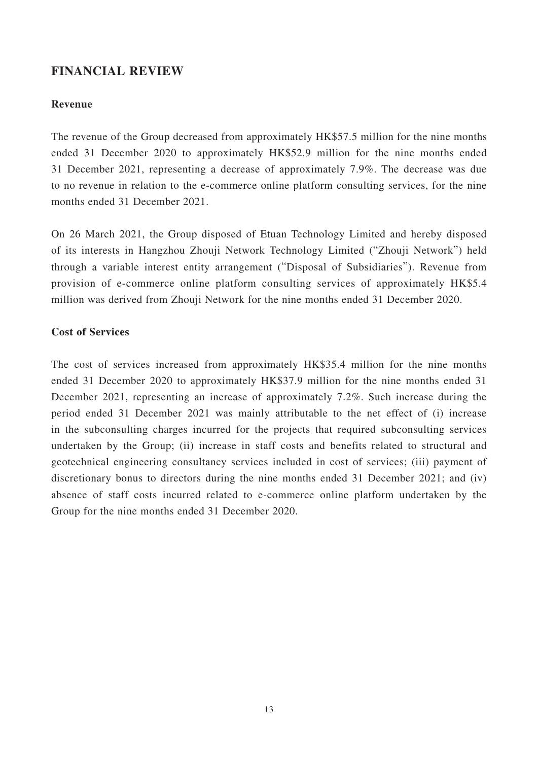## FINANCIAL REVIEW

### Revenue

The revenue of the Group decreased from approximately HK$57.5 million for the nine months ended 31 December 2020 to approximately HK$52.9 million for the nine months ended 31 December 2021, representing a decrease of approximately 7.9%. The decrease was due to no revenue in relation to the e-commerce online platform consulting services, for the nine months ended 31 December 2021.

On 26 March 2021, the Group disposed of Etuan Technology Limited and hereby disposed of its interests in Hangzhou Zhouji Network Technology Limited ("Zhouji Network") held through a variable interest entity arrangement ("Disposal of Subsidiaries"). Revenue from provision of e-commerce online platform consulting services of approximately HK$5.4 million was derived from Zhouji Network for the nine months ended 31 December 2020.

### Cost of Services

The cost of services increased from approximately HK$35.4 million for the nine months ended 31 December 2020 to approximately HK$37.9 million for the nine months ended 31 December 2021, representing an increase of approximately 7.2%. Such increase during the period ended 31 December 2021 was mainly attributable to the net effect of (i) increase in the subconsulting charges incurred for the projects that required subconsulting services undertaken by the Group; (ii) increase in staff costs and benefits related to structural and geotechnical engineering consultancy services included in cost of services; (iii) payment of discretionary bonus to directors during the nine months ended 31 December 2021; and (iv) absence of staff costs incurred related to e-commerce online platform undertaken by the Group for the nine months ended 31 December 2020.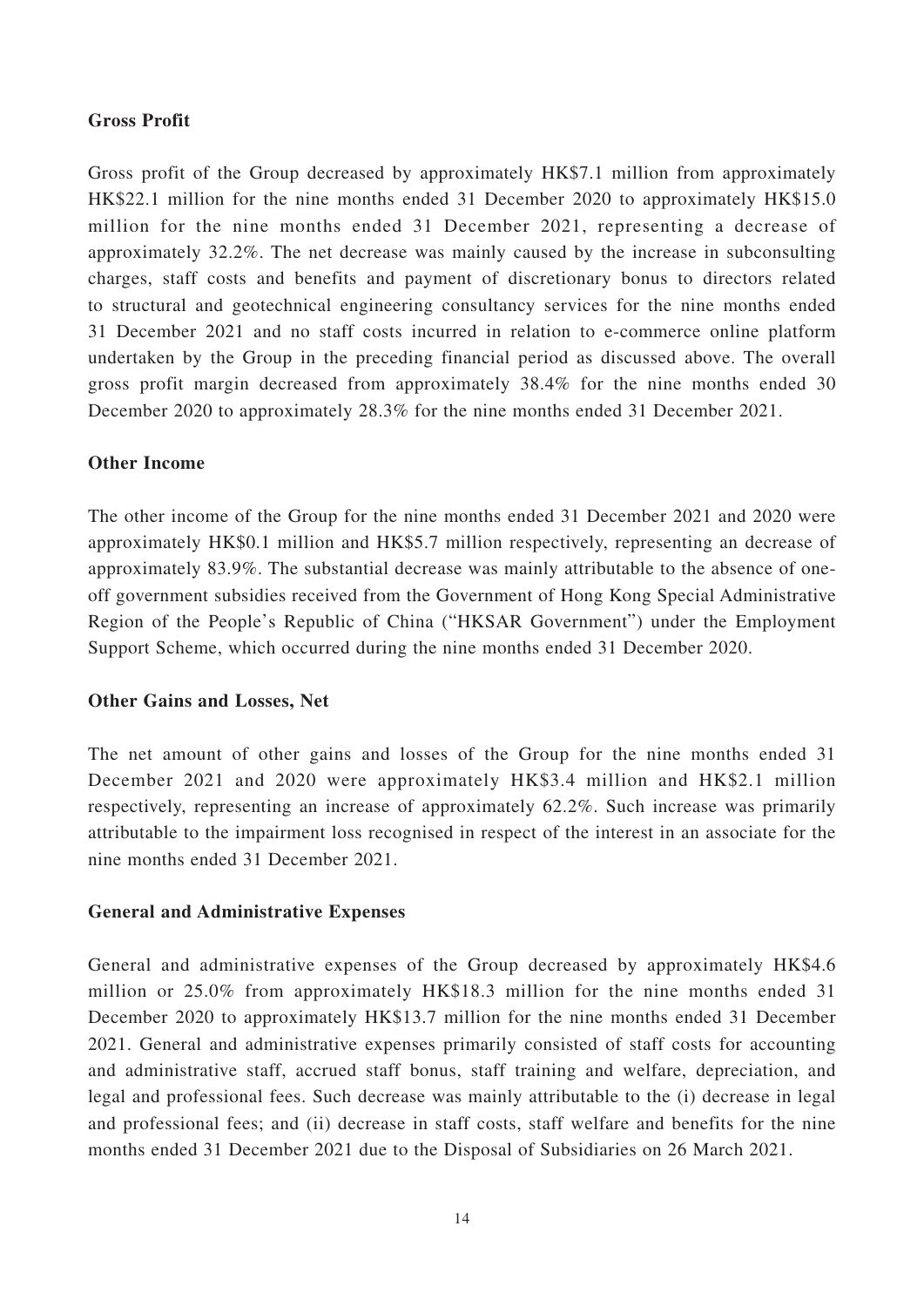**Gross Profit**

Gross profit of the Group decreased by approximately HK$7.1 million from approximately HK$22.1 million for the nine months ended 31 December 2020 to approximately HK$15.0 million for the nine months ended 31 December 2021, representing a decrease of approximately 32.2%. The net decrease was mainly caused by the increase in subconsulting charges, staff costs and benefits and payment of discretionary bonus to directors related to structural and geotechnical engineering consultancy services for the nine months ended 31 December 2021 and no staff costs incurred in relation to e-commerce online platform undertaken by the Group in the preceding financial period as discussed above. The overall gross profit margin decreased from approximately 38.4% for the nine months ended 30 December 2020 to approximately 28.3% for the nine months ended 31 December 2021.

**Other Income**

The other income of the Group for the nine months ended 31 December 2021 and 2020 were approximately HK$0.1 million and HK$5.7 million respectively, representing an decrease of approximately 83.9%. The substantial decrease was mainly attributable to the absence of one-off government subsidies received from the Government of Hong Kong Special Administrative Region of the People's Republic of China ("HKSAR Government") under the Employment Support Scheme, which occurred during the nine months ended 31 December 2020.

**Other Gains and Losses, Net**

The net amount of other gains and losses of the Group for the nine months ended 31 December 2021 and 2020 were approximately HK$3.4 million and HK$2.1 million respectively, representing an increase of approximately 62.2%. Such increase was primarily attributable to the impairment loss recognised in respect of the interest in an associate for the nine months ended 31 December 2021.

**General and Administrative Expenses**

General and administrative expenses of the Group decreased by approximately HK$4.6 million or 25.0% from approximately HK$18.3 million for the nine months ended 31 December 2020 to approximately HK$13.7 million for the nine months ended 31 December 2021. General and administrative expenses primarily consisted of staff costs for accounting and administrative staff, accrued staff bonus, staff training and welfare, depreciation, and legal and professional fees. Such decrease was mainly attributable to the (i) decrease in legal and professional fees; and (ii) decrease in staff costs, staff welfare and benefits for the nine months ended 31 December 2021 due to the Disposal of Subsidiaries on 26 March 2021.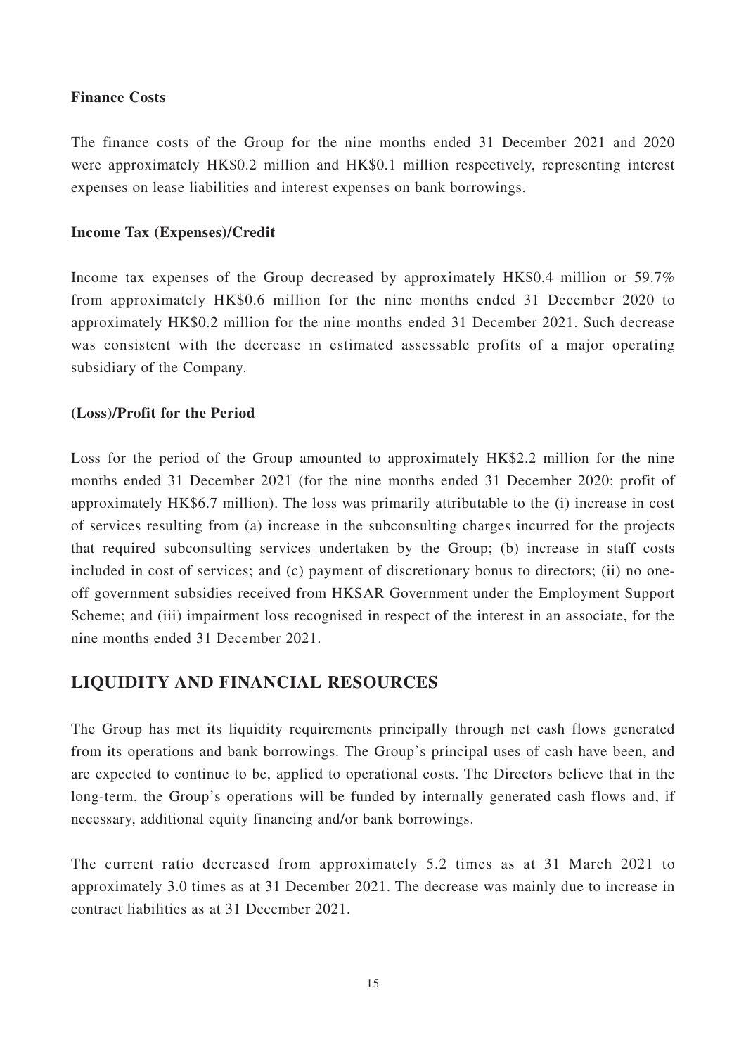### Finance Costs

The finance costs of the Group for the nine months ended 31 December 2021 and 2020 were approximately HK$0.2 million and HK$0.1 million respectively, representing interest expenses on lease liabilities and interest expenses on bank borrowings.

### Income Tax (Expenses)/Credit

Income tax expenses of the Group decreased by approximately HK$0.4 million or 59.7% from approximately HK$0.6 million for the nine months ended 31 December 2020 to approximately HK$0.2 million for the nine months ended 31 December 2021. Such decrease was consistent with the decrease in estimated assessable profits of a major operating subsidiary of the Company.

### (Loss)/Profit for the Period

Loss for the period of the Group amounted to approximately HK$2.2 million for the nine months ended 31 December 2021 (for the nine months ended 31 December 2020: profit of approximately HK$6.7 million). The loss was primarily attributable to the (i) increase in cost of services resulting from (a) increase in the subconsulting charges incurred for the projects that required subconsulting services undertaken by the Group; (b) increase in staff costs included in cost of services; and (c) payment of discretionary bonus to directors; (ii) no one-off government subsidies received from HKSAR Government under the Employment Support Scheme; and (iii) impairment loss recognised in respect of the interest in an associate, for the nine months ended 31 December 2021.

## LIQUIDITY AND FINANCIAL RESOURCES

The Group has met its liquidity requirements principally through net cash flows generated from its operations and bank borrowings. The Group's principal uses of cash have been, and are expected to continue to be, applied to operational costs. The Directors believe that in the long-term, the Group's operations will be funded by internally generated cash flows and, if necessary, additional equity financing and/or bank borrowings.

The current ratio decreased from approximately 5.2 times as at 31 March 2021 to approximately 3.0 times as at 31 December 2021. The decrease was mainly due to increase in contract liabilities as at 31 December 2021.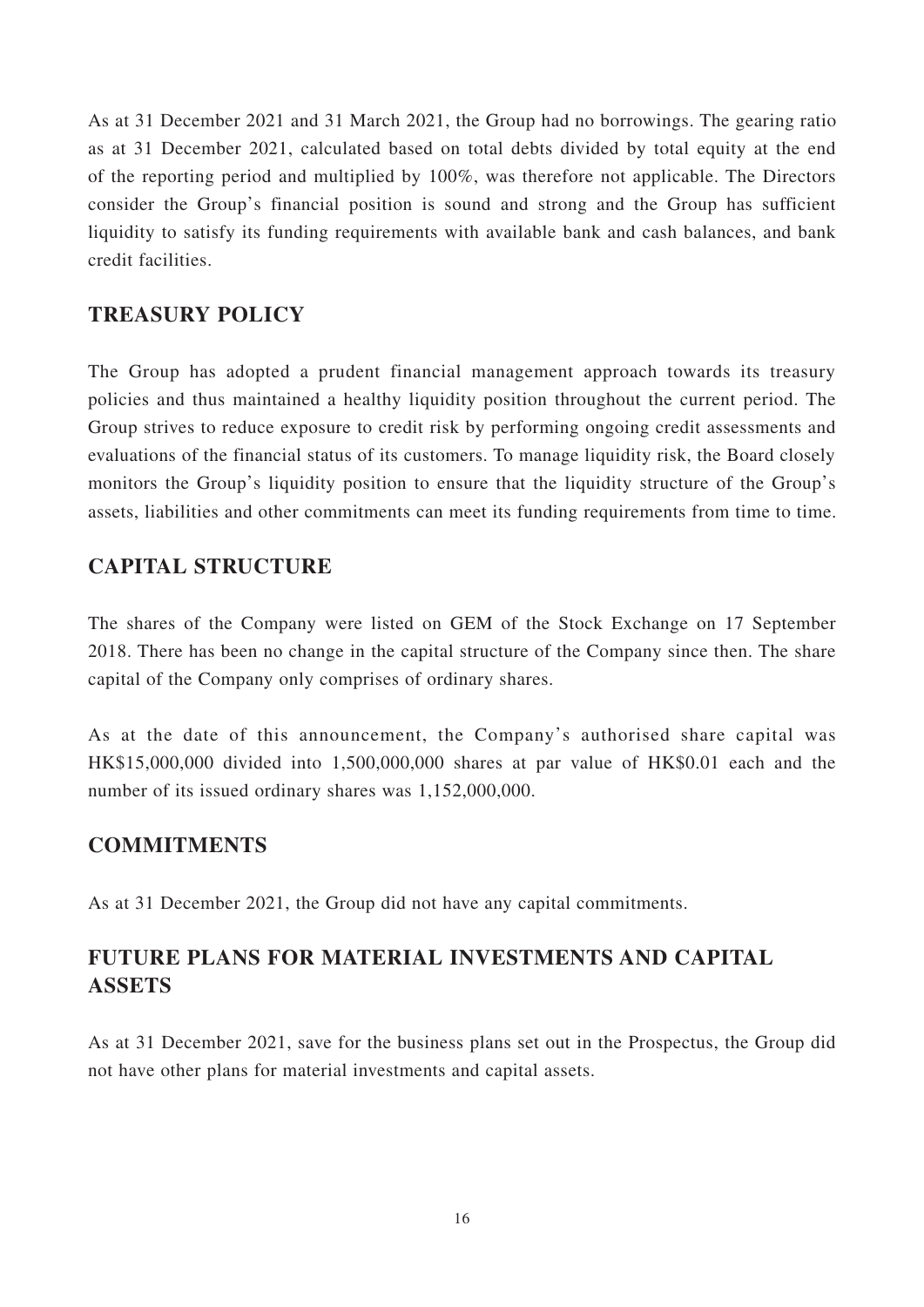As at 31 December 2021 and 31 March 2021, the Group had no borrowings. The gearing ratio as at 31 December 2021, calculated based on total debts divided by total equity at the end of the reporting period and multiplied by 100%, was therefore not applicable. The Directors consider the Group's financial position is sound and strong and the Group has sufficient liquidity to satisfy its funding requirements with available bank and cash balances, and bank credit facilities.

## TREASURY POLICY

The Group has adopted a prudent financial management approach towards its treasury policies and thus maintained a healthy liquidity position throughout the current period. The Group strives to reduce exposure to credit risk by performing ongoing credit assessments and evaluations of the financial status of its customers. To manage liquidity risk, the Board closely monitors the Group's liquidity position to ensure that the liquidity structure of the Group's assets, liabilities and other commitments can meet its funding requirements from time to time.

## CAPITAL STRUCTURE

The shares of the Company were listed on GEM of the Stock Exchange on 17 September 2018. There has been no change in the capital structure of the Company since then. The share capital of the Company only comprises of ordinary shares.

As at the date of this announcement, the Company's authorised share capital was HK$15,000,000 divided into 1,500,000,000 shares at par value of HK$0.01 each and the number of its issued ordinary shares was 1,152,000,000.

## COMMITMENTS

As at 31 December 2021, the Group did not have any capital commitments.

## FUTURE PLANS FOR MATERIAL INVESTMENTS AND CAPITAL ASSETS

As at 31 December 2021, save for the business plans set out in the Prospectus, the Group did not have other plans for material investments and capital assets.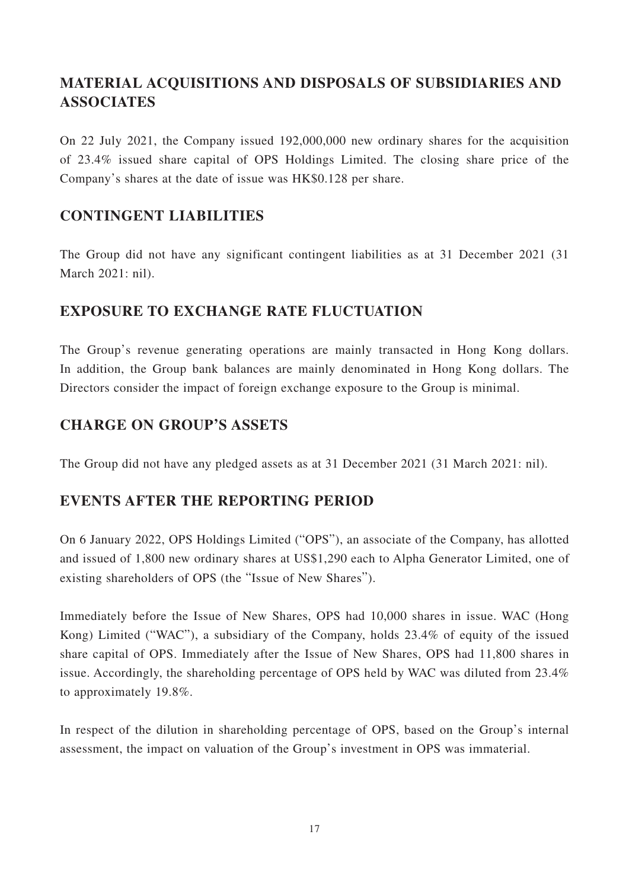## MATERIAL ACQUISITIONS AND DISPOSALS OF SUBSIDIARIES AND ASSOCIATES

On 22 July 2021, the Company issued 192,000,000 new ordinary shares for the acquisition of 23.4% issued share capital of OPS Holdings Limited. The closing share price of the Company's shares at the date of issue was HK$0.128 per share.

## CONTINGENT LIABILITIES

The Group did not have any significant contingent liabilities as at 31 December 2021 (31 March 2021: nil).

## EXPOSURE TO EXCHANGE RATE FLUCTUATION

The Group's revenue generating operations are mainly transacted in Hong Kong dollars. In addition, the Group bank balances are mainly denominated in Hong Kong dollars. The Directors consider the impact of foreign exchange exposure to the Group is minimal.

## CHARGE ON GROUP'S ASSETS

The Group did not have any pledged assets as at 31 December 2021 (31 March 2021: nil).

## EVENTS AFTER THE REPORTING PERIOD

On 6 January 2022, OPS Holdings Limited ("OPS"), an associate of the Company, has allotted and issued of 1,800 new ordinary shares at US$1,290 each to Alpha Generator Limited, one of existing shareholders of OPS (the "Issue of New Shares").

Immediately before the Issue of New Shares, OPS had 10,000 shares in issue. WAC (Hong Kong) Limited ("WAC"), a subsidiary of the Company, holds 23.4% of equity of the issued share capital of OPS. Immediately after the Issue of New Shares, OPS had 11,800 shares in issue. Accordingly, the shareholding percentage of OPS held by WAC was diluted from 23.4% to approximately 19.8%.

In respect of the dilution in shareholding percentage of OPS, based on the Group's internal assessment, the impact on valuation of the Group's investment in OPS was immaterial.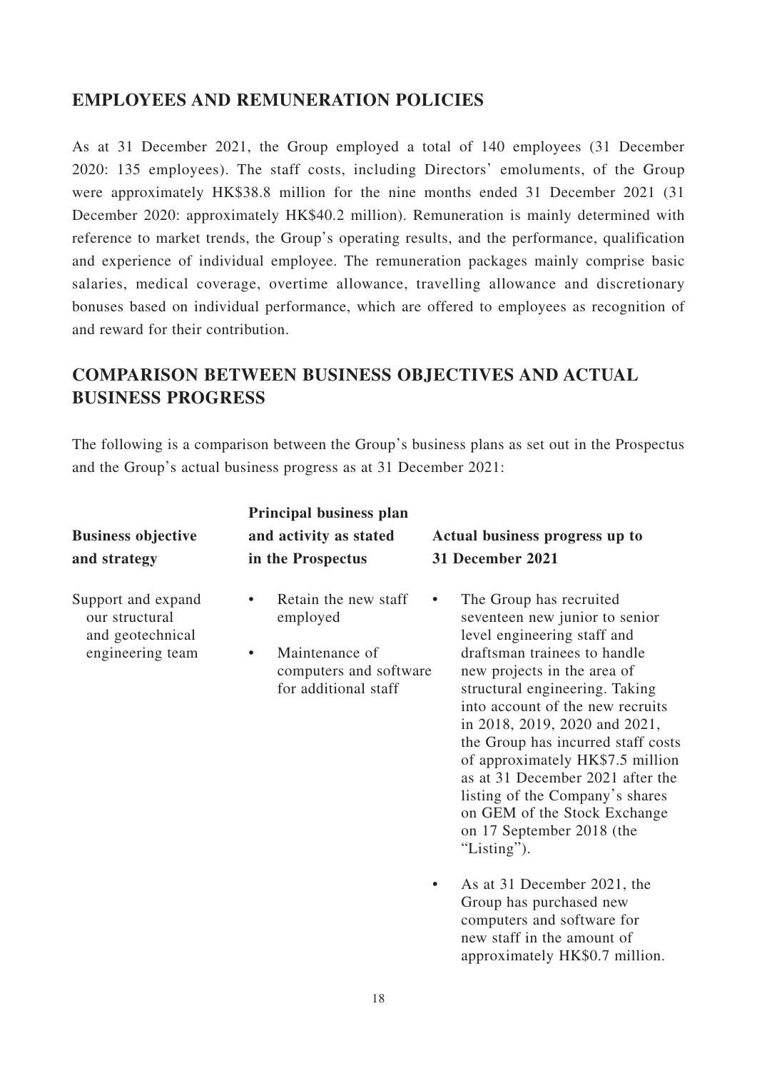## EMPLOYEES AND REMUNERATION POLICIES

As at 31 December 2021, the Group employed a total of 140 employees (31 December 2020: 135 employees). The staff costs, including Directors' emoluments, of the Group were approximately HK$38.8 million for the nine months ended 31 December 2021 (31 December 2020: approximately HK$40.2 million). Remuneration is mainly determined with reference to market trends, the Group's operating results, and the performance, qualification and experience of individual employee. The remuneration packages mainly comprise basic salaries, medical coverage, overtime allowance, travelling allowance and discretionary bonuses based on individual performance, which are offered to employees as recognition of and reward for their contribution.

## COMPARISON BETWEEN BUSINESS OBJECTIVES AND ACTUAL BUSINESS PROGRESS

The following is a comparison between the Group's business plans as set out in the Prospectus and the Group's actual business progress as at 31 December 2021:

| Business objective and strategy | Principal business plan and activity as stated in the Prospectus | Actual business progress up to 31 December 2021 |
|---|---|---|
| Support and expand our structural and geotechnical engineering team | • Retain the new staff employed<br>• Maintenance of computers and software for additional staff | • The Group has recruited seventeen new junior to senior level engineering staff and draftsman trainees to handle new projects in the area of structural engineering. Taking into account of the new recruits in 2018, 2019, 2020 and 2021, the Group has incurred staff costs of approximately HK$7.5 million as at 31 December 2021 after the listing of the Company's shares on GEM of the Stock Exchange on 17 September 2018 (the "Listing").<br>• As at 31 December 2021, the Group has purchased new computers and software for new staff in the amount of approximately HK$0.7 million. |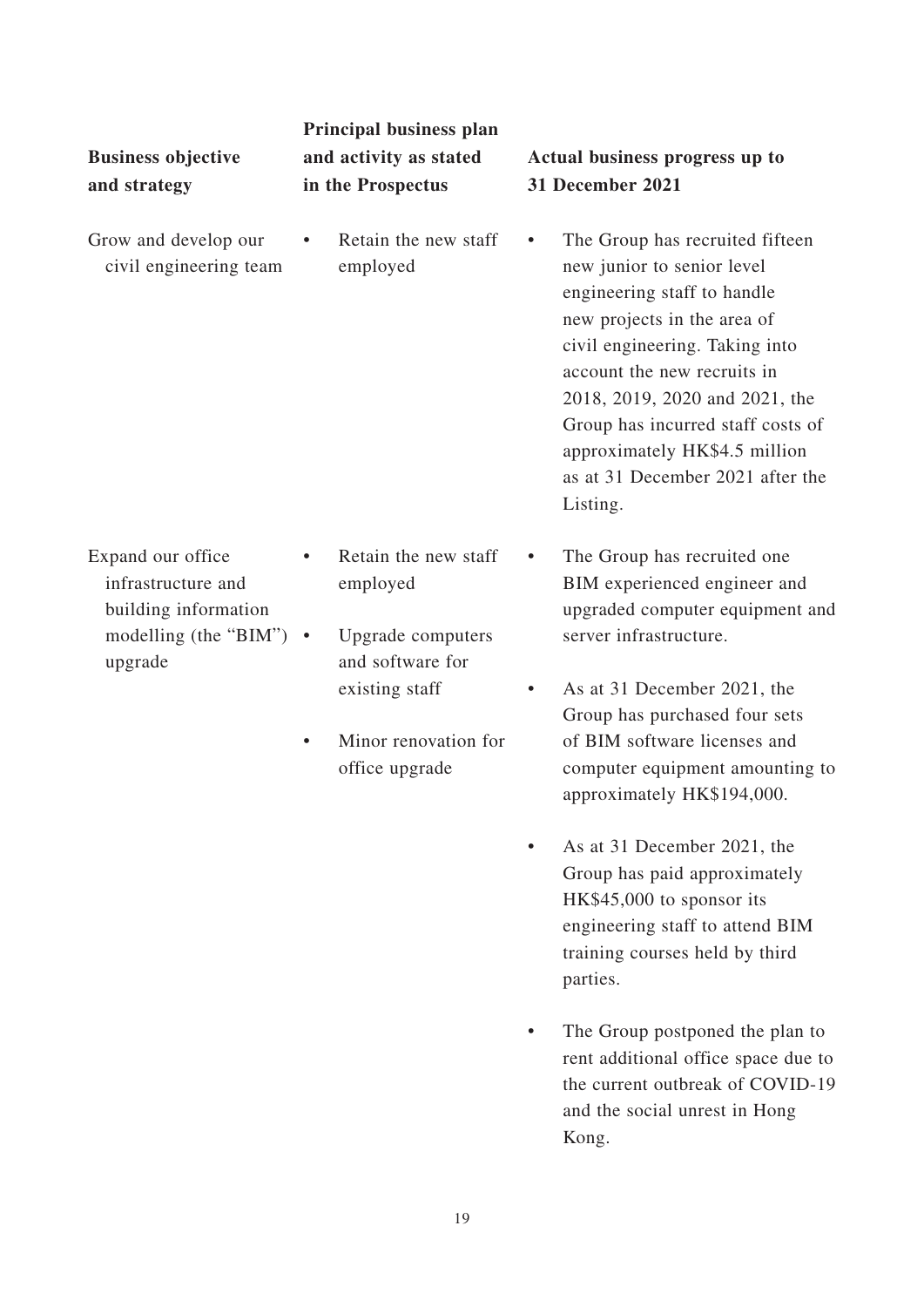| Business objective and strategy | Principal business plan and activity as stated in the Prospectus | Actual business progress up to 31 December 2021 |
|---|---|---|
| Grow and develop our civil engineering team | • Retain the new staff employed | • The Group has recruited fifteen new junior to senior level engineering staff to handle new projects in the area of civil engineering. Taking into account the new recruits in 2018, 2019, 2020 and 2021, the Group has incurred staff costs of approximately HK$4.5 million as at 31 December 2021 after the Listing. |
| Expand our office infrastructure and building information modelling (the "BIM") upgrade | • Retain the new staff employed<br>• Upgrade computers and software for existing staff<br>• Minor renovation for office upgrade | • The Group has recruited one BIM experienced engineer and upgraded computer equipment and server infrastructure.<br>• As at 31 December 2021, the Group has purchased four sets of BIM software licenses and computer equipment amounting to approximately HK$194,000.<br>• As at 31 December 2021, the Group has paid approximately HK$45,000 to sponsor its engineering staff to attend BIM training courses held by third parties.<br>• The Group postponed the plan to rent additional office space due to the current outbreak of COVID-19 and the social unrest in Hong Kong. |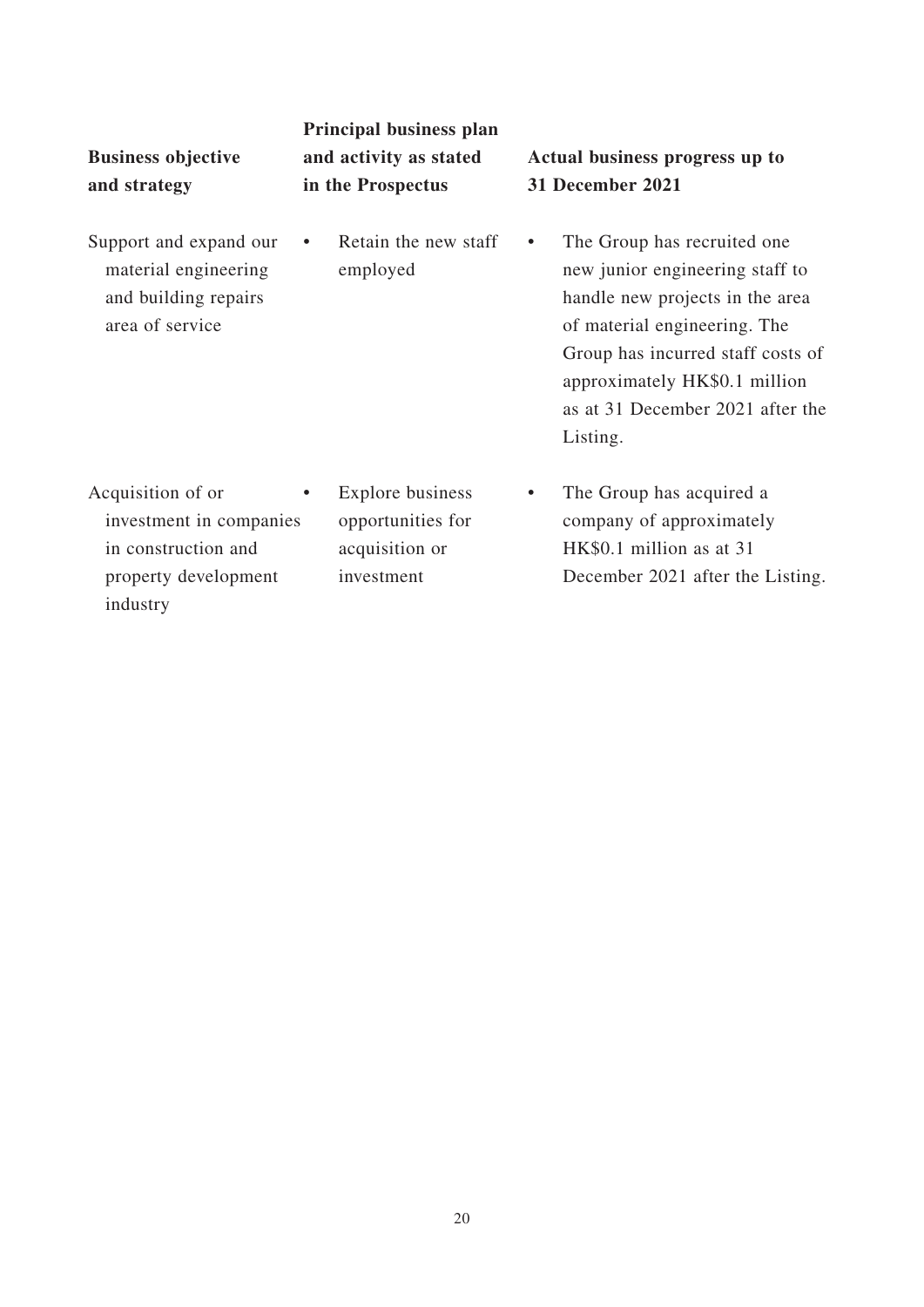| Business objective and strategy | Principal business plan and activity as stated in the Prospectus | Actual business progress up to 31 December 2021 |
|---|---|---|
| Support and expand our material engineering and building repairs area of service | • Retain the new staff employed | • The Group has recruited one new junior engineering staff to handle new projects in the area of material engineering. The Group has incurred staff costs of approximately HK$0.1 million as at 31 December 2021 after the Listing. |
| Acquisition of or investment in companies in construction and property development industry | • Explore business opportunities for acquisition or investment | • The Group has acquired a company of approximately HK$0.1 million as at 31 December 2021 after the Listing. |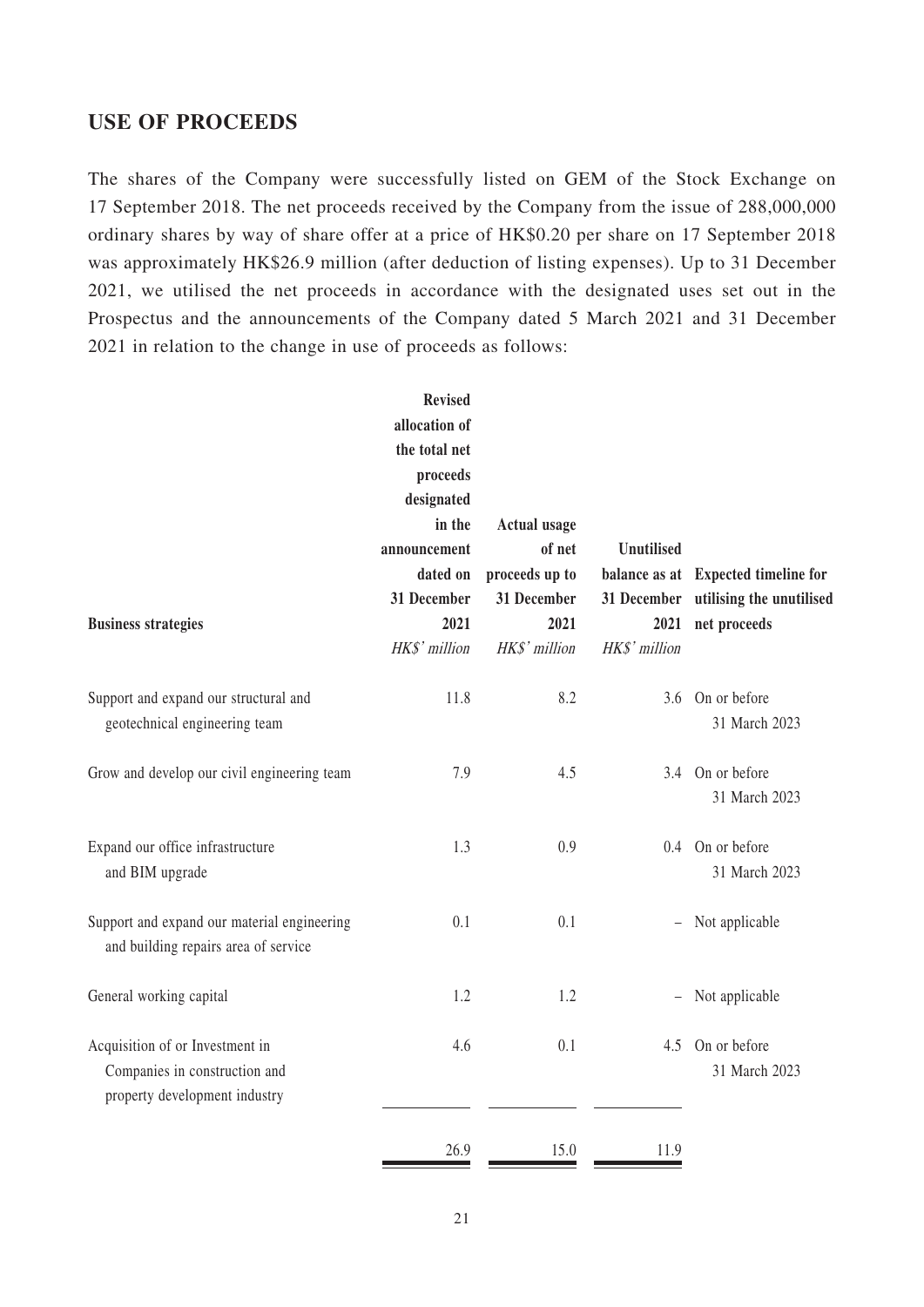## USE OF PROCEEDS

The shares of the Company were successfully listed on GEM of the Stock Exchange on 17 September 2018. The net proceeds received by the Company from the issue of 288,000,000 ordinary shares by way of share offer at a price of HK$0.20 per share on 17 September 2018 was approximately HK$26.9 million (after deduction of listing expenses). Up to 31 December 2021, we utilised the net proceeds in accordance with the designated uses set out in the Prospectus and the announcements of the Company dated 5 March 2021 and 31 December 2021 in relation to the change in use of proceeds as follows:

| Business strategies | Revised allocation of the total net proceeds designated in the announcement dated on 31 December 2021 | Actual usage of net proceeds up to 31 December 2021 | Unutilised balance as at 31 December 2021 | Expected timeline for utilising the unutilised net proceeds |
|---|---|---|---|---|
| | *HK$' million* | *HK$' million* | *HK$' million* | |
| Support and expand our structural and geotechnical engineering team | 11.8 | 8.2 | 3.6 | On or before 31 March 2023 |
| Grow and develop our civil engineering team | 7.9 | 4.5 | 3.4 | On or before 31 March 2023 |
| Expand our office infrastructure and BIM upgrade | 1.3 | 0.9 | 0.4 | On or before 31 March 2023 |
| Support and expand our material engineering and building repairs area of service | 0.1 | 0.1 | – | Not applicable |
| General working capital | 1.2 | 1.2 | – | Not applicable |
| Acquisition of or Investment in Companies in construction and property development industry | 4.6 | 0.1 | 4.5 | On or before 31 March 2023 |
| | 26.9 | 15.0 | 11.9 | |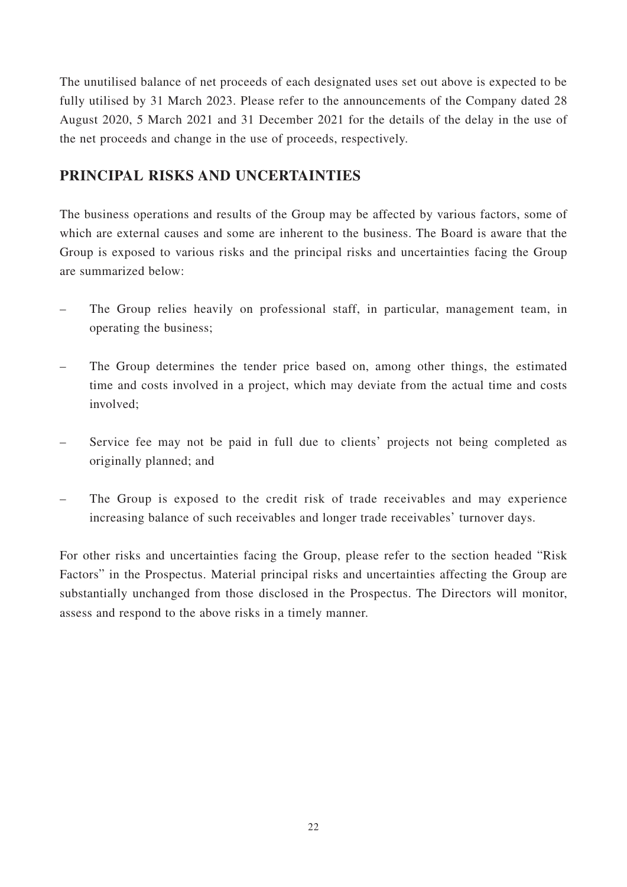The unutilised balance of net proceeds of each designated uses set out above is expected to be fully utilised by 31 March 2023. Please refer to the announcements of the Company dated 28 August 2020, 5 March 2021 and 31 December 2021 for the details of the delay in the use of the net proceeds and change in the use of proceeds, respectively.

## PRINCIPAL RISKS AND UNCERTAINTIES

The business operations and results of the Group may be affected by various factors, some of which are external causes and some are inherent to the business. The Board is aware that the Group is exposed to various risks and the principal risks and uncertainties facing the Group are summarized below:

- The Group relies heavily on professional staff, in particular, management team, in operating the business;
- The Group determines the tender price based on, among other things, the estimated time and costs involved in a project, which may deviate from the actual time and costs involved;
- Service fee may not be paid in full due to clients' projects not being completed as originally planned; and
- The Group is exposed to the credit risk of trade receivables and may experience increasing balance of such receivables and longer trade receivables' turnover days.

For other risks and uncertainties facing the Group, please refer to the section headed "Risk Factors" in the Prospectus. Material principal risks and uncertainties affecting the Group are substantially unchanged from those disclosed in the Prospectus. The Directors will monitor, assess and respond to the above risks in a timely manner.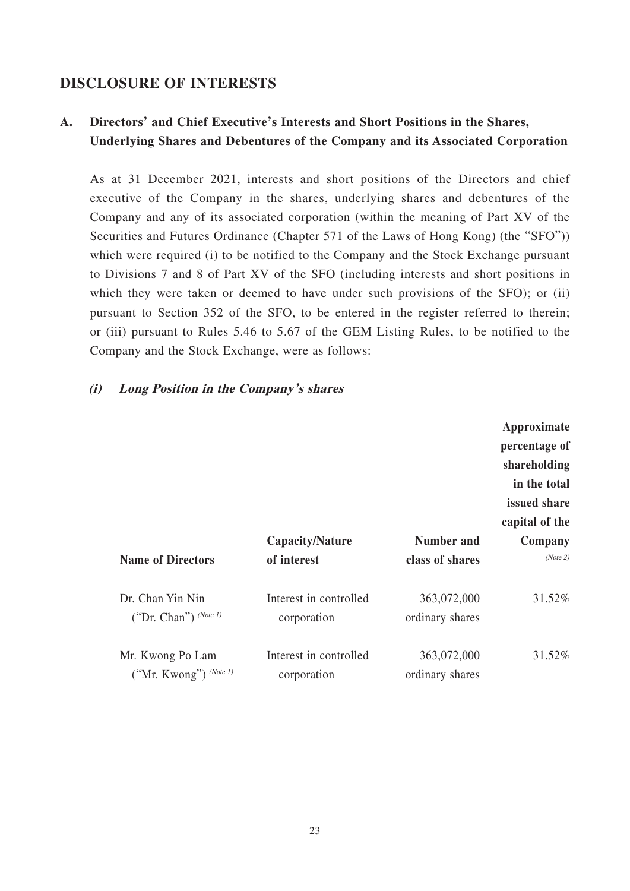## DISCLOSURE OF INTERESTS

### A. Directors' and Chief Executive's Interests and Short Positions in the Shares, Underlying Shares and Debentures of the Company and its Associated Corporation

As at 31 December 2021, interests and short positions of the Directors and chief executive of the Company in the shares, underlying shares and debentures of the Company and any of its associated corporation (within the meaning of Part XV of the Securities and Futures Ordinance (Chapter 571 of the Laws of Hong Kong) (the "SFO")) which were required (i) to be notified to the Company and the Stock Exchange pursuant to Divisions 7 and 8 of Part XV of the SFO (including interests and short positions in which they were taken or deemed to have under such provisions of the SFO); or (ii) pursuant to Section 352 of the SFO, to be entered in the register referred to therein; or (iii) pursuant to Rules 5.46 to 5.67 of the GEM Listing Rules, to be notified to the Company and the Stock Exchange, were as follows:

#### *(i) Long Position in the Company's shares*

| Name of Directors | Capacity/Nature of interest | Number and class of shares | Approximate percentage of shareholding in the total issued share capital of the Company *(Note 2)* |
|---|---|---|---|
| Dr. Chan Yin Nin ("Dr. Chan") *(Note 1)* | Interest in controlled corporation | 363,072,000 ordinary shares | 31.52% |
| Mr. Kwong Po Lam ("Mr. Kwong") *(Note 1)* | Interest in controlled corporation | 363,072,000 ordinary shares | 31.52% |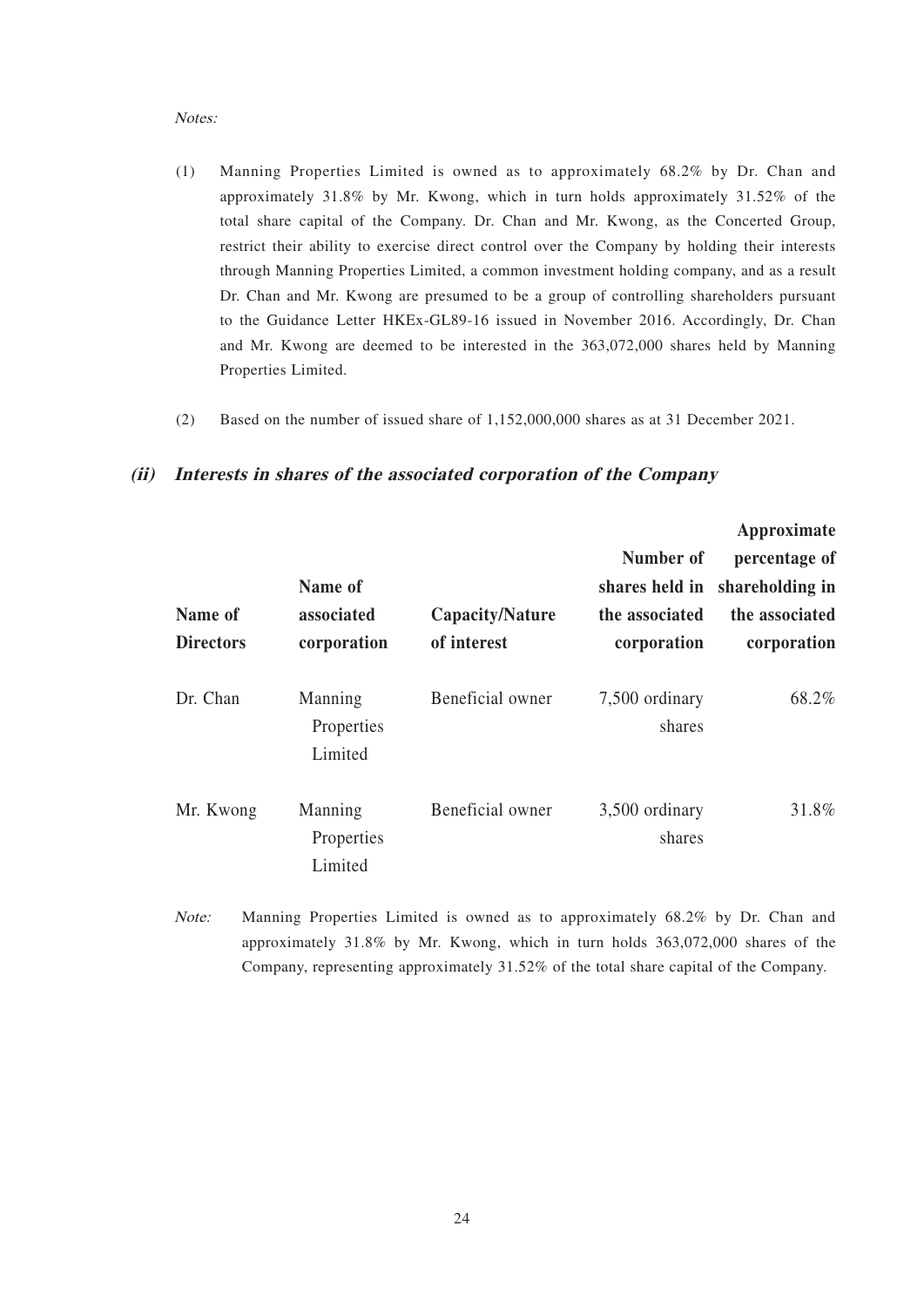*Notes:*

(1) Manning Properties Limited is owned as to approximately 68.2% by Dr. Chan and approximately 31.8% by Mr. Kwong, which in turn holds approximately 31.52% of the total share capital of the Company. Dr. Chan and Mr. Kwong, as the Concerted Group, restrict their ability to exercise direct control over the Company by holding their interests through Manning Properties Limited, a common investment holding company, and as a result Dr. Chan and Mr. Kwong are presumed to be a group of controlling shareholders pursuant to the Guidance Letter HKEx-GL89-16 issued in November 2016. Accordingly, Dr. Chan and Mr. Kwong are deemed to be interested in the 363,072,000 shares held by Manning Properties Limited.

(2) Based on the number of issued share of 1,152,000,000 shares as at 31 December 2021.

### *(ii) Interests in shares of the associated corporation of the Company*

| Name of Directors | Name of associated corporation | Capacity/Nature of interest | Number of shares held in the associated corporation | Approximate percentage of shareholding in the associated corporation |
|---|---|---|---|---|
| Dr. Chan | Manning Properties Limited | Beneficial owner | 7,500 ordinary shares | 68.2% |
| Mr. Kwong | Manning Properties Limited | Beneficial owner | 3,500 ordinary shares | 31.8% |

*Note:* Manning Properties Limited is owned as to approximately 68.2% by Dr. Chan and approximately 31.8% by Mr. Kwong, which in turn holds 363,072,000 shares of the Company, representing approximately 31.52% of the total share capital of the Company.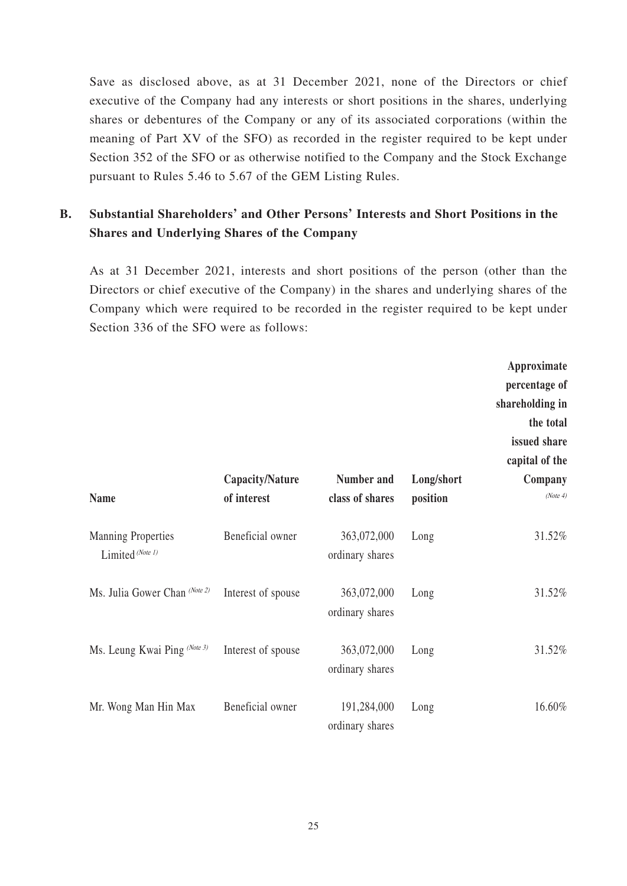Save as disclosed above, as at 31 December 2021, none of the Directors or chief executive of the Company had any interests or short positions in the shares, underlying shares or debentures of the Company or any of its associated corporations (within the meaning of Part XV of the SFO) as recorded in the register required to be kept under Section 352 of the SFO or as otherwise notified to the Company and the Stock Exchange pursuant to Rules 5.46 to 5.67 of the GEM Listing Rules.

## B. Substantial Shareholders' and Other Persons' Interests and Short Positions in the Shares and Underlying Shares of the Company

As at 31 December 2021, interests and short positions of the person (other than the Directors or chief executive of the Company) in the shares and underlying shares of the Company which were required to be recorded in the register required to be kept under Section 336 of the SFO were as follows:

| Name | Capacity/Nature of interest | Number and class of shares | Long/short position | Approximate percentage of shareholding in the total issued share capital of the Company *(Note 4)* |
|---|---|---|---|---|
| Manning Properties Limited *(Note 1)* | Beneficial owner | 363,072,000 ordinary shares | Long | 31.52% |
| Ms. Julia Gower Chan *(Note 2)* | Interest of spouse | 363,072,000 ordinary shares | Long | 31.52% |
| Ms. Leung Kwai Ping *(Note 3)* | Interest of spouse | 363,072,000 ordinary shares | Long | 31.52% |
| Mr. Wong Man Hin Max | Beneficial owner | 191,284,000 ordinary shares | Long | 16.60% |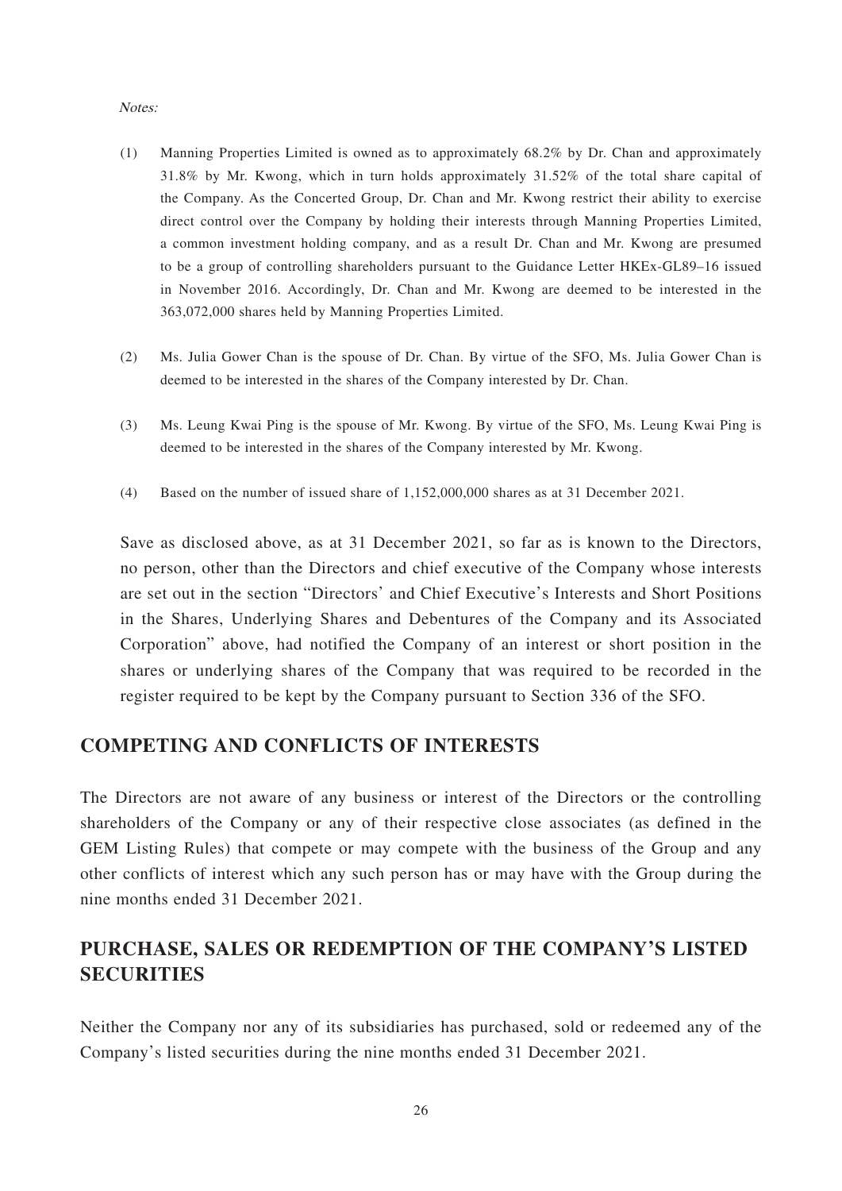*Notes:*

(1) Manning Properties Limited is owned as to approximately 68.2% by Dr. Chan and approximately 31.8% by Mr. Kwong, which in turn holds approximately 31.52% of the total share capital of the Company. As the Concerted Group, Dr. Chan and Mr. Kwong restrict their ability to exercise direct control over the Company by holding their interests through Manning Properties Limited, a common investment holding company, and as a result Dr. Chan and Mr. Kwong are presumed to be a group of controlling shareholders pursuant to the Guidance Letter HKEx-GL89–16 issued in November 2016. Accordingly, Dr. Chan and Mr. Kwong are deemed to be interested in the 363,072,000 shares held by Manning Properties Limited.

(2) Ms. Julia Gower Chan is the spouse of Dr. Chan. By virtue of the SFO, Ms. Julia Gower Chan is deemed to be interested in the shares of the Company interested by Dr. Chan.

(3) Ms. Leung Kwai Ping is the spouse of Mr. Kwong. By virtue of the SFO, Ms. Leung Kwai Ping is deemed to be interested in the shares of the Company interested by Mr. Kwong.

(4) Based on the number of issued share of 1,152,000,000 shares as at 31 December 2021.

Save as disclosed above, as at 31 December 2021, so far as is known to the Directors, no person, other than the Directors and chief executive of the Company whose interests are set out in the section "Directors' and Chief Executive's Interests and Short Positions in the Shares, Underlying Shares and Debentures of the Company and its Associated Corporation" above, had notified the Company of an interest or short position in the shares or underlying shares of the Company that was required to be recorded in the register required to be kept by the Company pursuant to Section 336 of the SFO.

## COMPETING AND CONFLICTS OF INTERESTS

The Directors are not aware of any business or interest of the Directors or the controlling shareholders of the Company or any of their respective close associates (as defined in the GEM Listing Rules) that compete or may compete with the business of the Group and any other conflicts of interest which any such person has or may have with the Group during the nine months ended 31 December 2021.

## PURCHASE, SALES OR REDEMPTION OF THE COMPANY'S LISTED SECURITIES

Neither the Company nor any of its subsidiaries has purchased, sold or redeemed any of the Company's listed securities during the nine months ended 31 December 2021.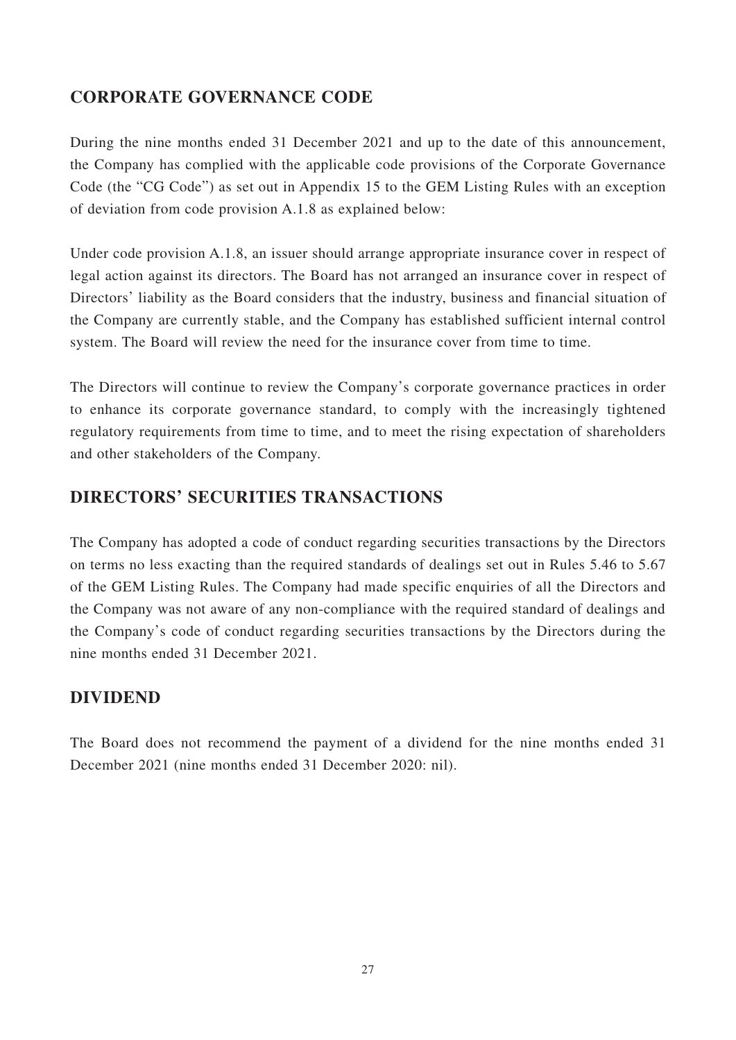## CORPORATE GOVERNANCE CODE

During the nine months ended 31 December 2021 and up to the date of this announcement, the Company has complied with the applicable code provisions of the Corporate Governance Code (the "CG Code") as set out in Appendix 15 to the GEM Listing Rules with an exception of deviation from code provision A.1.8 as explained below:

Under code provision A.1.8, an issuer should arrange appropriate insurance cover in respect of legal action against its directors. The Board has not arranged an insurance cover in respect of Directors' liability as the Board considers that the industry, business and financial situation of the Company are currently stable, and the Company has established sufficient internal control system. The Board will review the need for the insurance cover from time to time.

The Directors will continue to review the Company's corporate governance practices in order to enhance its corporate governance standard, to comply with the increasingly tightened regulatory requirements from time to time, and to meet the rising expectation of shareholders and other stakeholders of the Company.

## DIRECTORS' SECURITIES TRANSACTIONS

The Company has adopted a code of conduct regarding securities transactions by the Directors on terms no less exacting than the required standards of dealings set out in Rules 5.46 to 5.67 of the GEM Listing Rules. The Company had made specific enquiries of all the Directors and the Company was not aware of any non-compliance with the required standard of dealings and the Company's code of conduct regarding securities transactions by the Directors during the nine months ended 31 December 2021.

## DIVIDEND

The Board does not recommend the payment of a dividend for the nine months ended 31 December 2021 (nine months ended 31 December 2020: nil).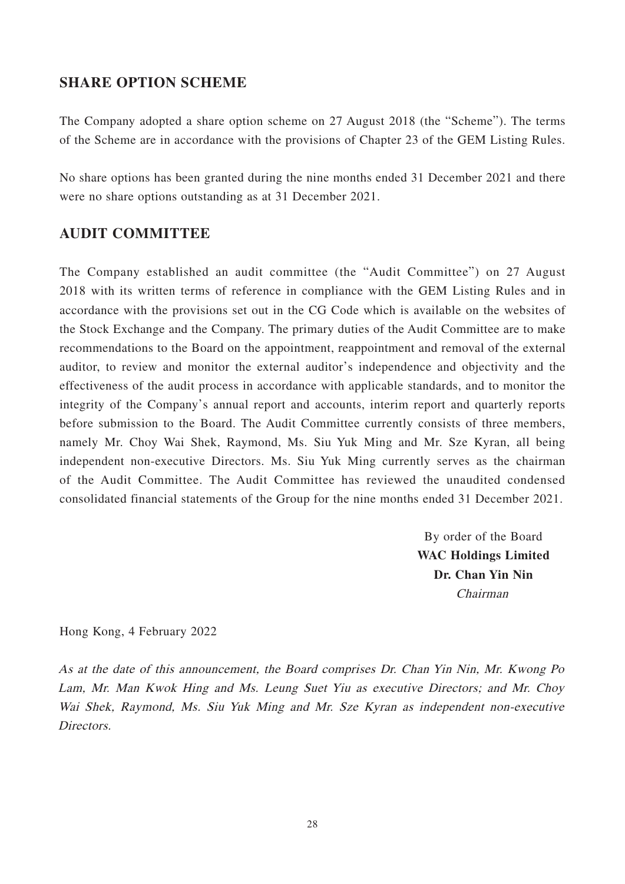## SHARE OPTION SCHEME

The Company adopted a share option scheme on 27 August 2018 (the "Scheme"). The terms of the Scheme are in accordance with the provisions of Chapter 23 of the GEM Listing Rules.

No share options has been granted during the nine months ended 31 December 2021 and there were no share options outstanding as at 31 December 2021.

## AUDIT COMMITTEE

The Company established an audit committee (the "Audit Committee") on 27 August 2018 with its written terms of reference in compliance with the GEM Listing Rules and in accordance with the provisions set out in the CG Code which is available on the websites of the Stock Exchange and the Company. The primary duties of the Audit Committee are to make recommendations to the Board on the appointment, reappointment and removal of the external auditor, to review and monitor the external auditor's independence and objectivity and the effectiveness of the audit process in accordance with applicable standards, and to monitor the integrity of the Company's annual report and accounts, interim report and quarterly reports before submission to the Board. The Audit Committee currently consists of three members, namely Mr. Choy Wai Shek, Raymond, Ms. Siu Yuk Ming and Mr. Sze Kyran, all being independent non-executive Directors. Ms. Siu Yuk Ming currently serves as the chairman of the Audit Committee. The Audit Committee has reviewed the unaudited condensed consolidated financial statements of the Group for the nine months ended 31 December 2021.

By order of the Board
**WAC Holdings Limited**
**Dr. Chan Yin Nin**
*Chairman*

Hong Kong, 4 February 2022

*As at the date of this announcement, the Board comprises Dr. Chan Yin Nin, Mr. Kwong Po Lam, Mr. Man Kwok Hing and Ms. Leung Suet Yiu as executive Directors; and Mr. Choy Wai Shek, Raymond, Ms. Siu Yuk Ming and Mr. Sze Kyran as independent non-executive Directors.*